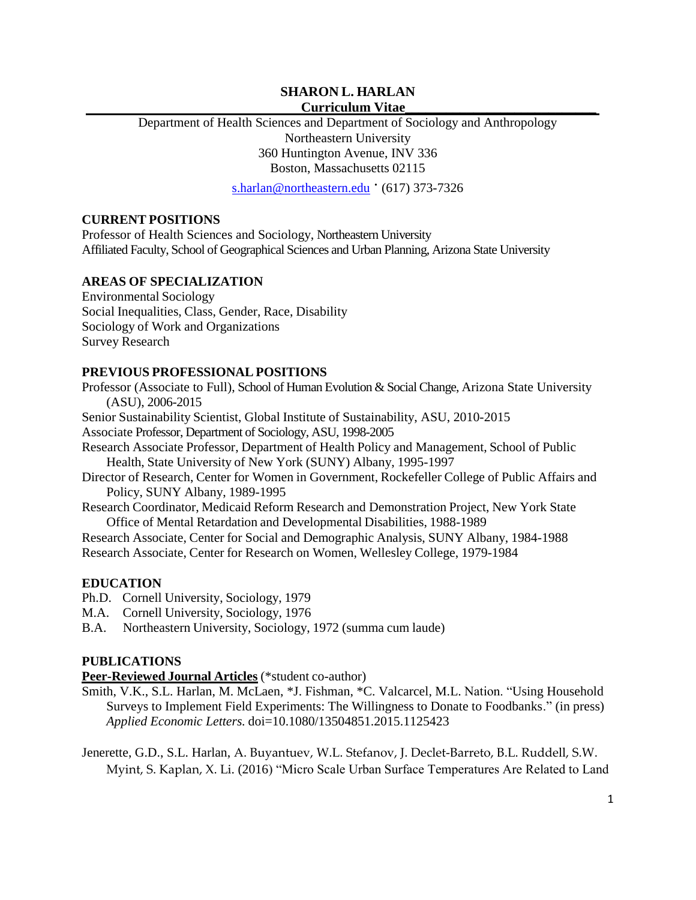# SHARON L. HARLAN

## Curriculum Vitae

Department of Health Sciences and Department of Sociology and Anthropology
Northeastern University
360 Huntington Avenue, INV 336
Boston, Massachusetts 02115

s.harlan@northeastern.edu · (617) 373-7326

### CURRENT POSITIONS

Professor of Health Sciences and Sociology, Northeastern University
Affiliated Faculty, School of Geographical Sciences and Urban Planning, Arizona State University

### AREAS OF SPECIALIZATION

Environmental Sociology
Social Inequalities, Class, Gender, Race, Disability
Sociology of Work and Organizations
Survey Research

### PREVIOUS PROFESSIONAL POSITIONS

Professor (Associate to Full), School of Human Evolution & Social Change, Arizona State University (ASU), 2006-2015
Senior Sustainability Scientist, Global Institute of Sustainability, ASU, 2010-2015
Associate Professor, Department of Sociology, ASU, 1998-2005
Research Associate Professor, Department of Health Policy and Management, School of Public Health, State University of New York (SUNY) Albany, 1995-1997
Director of Research, Center for Women in Government, Rockefeller College of Public Affairs and Policy, SUNY Albany, 1989-1995
Research Coordinator, Medicaid Reform Research and Demonstration Project, New York State Office of Mental Retardation and Developmental Disabilities, 1988-1989
Research Associate, Center for Social and Demographic Analysis, SUNY Albany, 1984-1988
Research Associate, Center for Research on Women, Wellesley College, 1979-1984

### EDUCATION

Ph.D. Cornell University, Sociology, 1979
M.A. Cornell University, Sociology, 1976
B.A. Northeastern University, Sociology, 1972 (summa cum laude)

### PUBLICATIONS

**Peer-Reviewed Journal Articles** (*student co-author)

Smith, V.K., S.L. Harlan, M. McLaen, *J. Fishman, *C. Valcarcel, M.L. Nation. "Using Household Surveys to Implement Field Experiments: The Willingness to Donate to Foodbanks." (in press) *Applied Economic Letters.* doi=10.1080/13504851.2015.1125423

Jenerette, G.D., S.L. Harlan, A. Buyantuev, W.L. Stefanov, J. Declet-Barreto, B.L. Ruddell, S.W. Myint, S. Kaplan, X. Li. (2016) "Micro Scale Urban Surface Temperatures Are Related to Land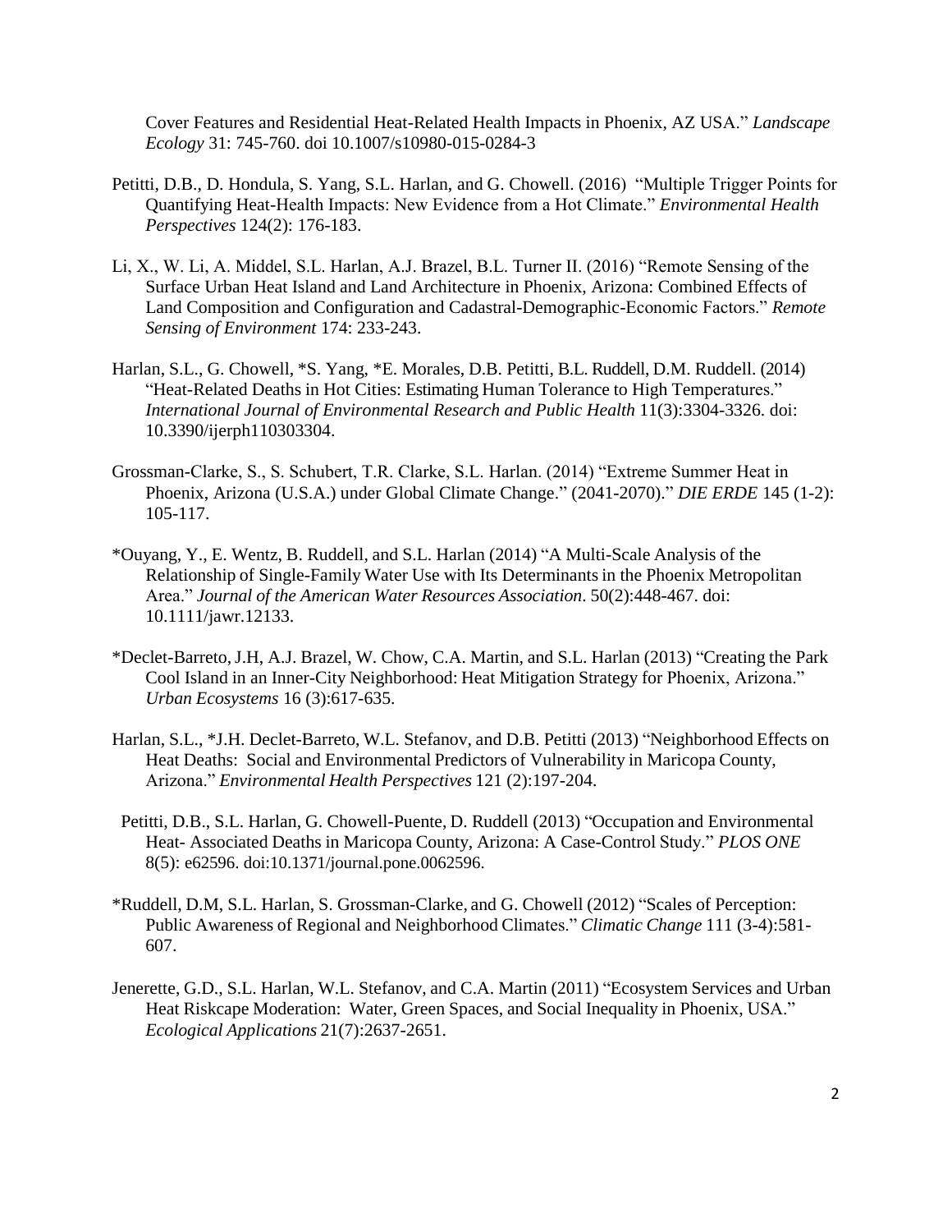Cover Features and Residential Heat-Related Health Impacts in Phoenix, AZ USA." *Landscape Ecology* 31: 745-760. doi 10.1007/s10980-015-0284-3

Petitti, D.B., D. Hondula, S. Yang, S.L. Harlan, and G. Chowell. (2016) "Multiple Trigger Points for Quantifying Heat-Health Impacts: New Evidence from a Hot Climate." *Environmental Health Perspectives* 124(2): 176-183.

Li, X., W. Li, A. Middel, S.L. Harlan, A.J. Brazel, B.L. Turner II. (2016) "Remote Sensing of the Surface Urban Heat Island and Land Architecture in Phoenix, Arizona: Combined Effects of Land Composition and Configuration and Cadastral-Demographic-Economic Factors." *Remote Sensing of Environment* 174: 233-243.

Harlan, S.L., G. Chowell, *S. Yang, *E. Morales, D.B. Petitti, B.L. Ruddell, D.M. Ruddell. (2014) "Heat-Related Deaths in Hot Cities: Estimating Human Tolerance to High Temperatures." *International Journal of Environmental Research and Public Health* 11(3):3304-3326. doi: 10.3390/ijerph110303304.

Grossman-Clarke, S., S. Schubert, T.R. Clarke, S.L. Harlan. (2014) "Extreme Summer Heat in Phoenix, Arizona (U.S.A.) under Global Climate Change." (2041-2070)." *DIE ERDE* 145 (1-2): 105-117.

*Ouyang, Y., E. Wentz, B. Ruddell, and S.L. Harlan (2014) "A Multi-Scale Analysis of the Relationship of Single-Family Water Use with Its Determinants in the Phoenix Metropolitan Area." *Journal of the American Water Resources Association*. 50(2):448-467. doi: 10.1111/jawr.12133.

*Declet-Barreto, J.H, A.J. Brazel, W. Chow, C.A. Martin, and S.L. Harlan (2013) "Creating the Park Cool Island in an Inner-City Neighborhood: Heat Mitigation Strategy for Phoenix, Arizona." *Urban Ecosystems* 16 (3):617-635.

Harlan, S.L., *J.H. Declet-Barreto, W.L. Stefanov, and D.B. Petitti (2013) "Neighborhood Effects on Heat Deaths: Social and Environmental Predictors of Vulnerability in Maricopa County, Arizona." *Environmental Health Perspectives* 121 (2):197-204.

Petitti, D.B., S.L. Harlan, G. Chowell-Puente, D. Ruddell (2013) "Occupation and Environmental Heat- Associated Deaths in Maricopa County, Arizona: A Case-Control Study." *PLOS ONE* 8(5): e62596. doi:10.1371/journal.pone.0062596.

*Ruddell, D.M, S.L. Harlan, S. Grossman-Clarke, and G. Chowell (2012) "Scales of Perception: Public Awareness of Regional and Neighborhood Climates." *Climatic Change* 111 (3-4):581-607.

Jenerette, G.D., S.L. Harlan, W.L. Stefanov, and C.A. Martin (2011) "Ecosystem Services and Urban Heat Riskcape Moderation: Water, Green Spaces, and Social Inequality in Phoenix, USA." *Ecological Applications* 21(7):2637-2651.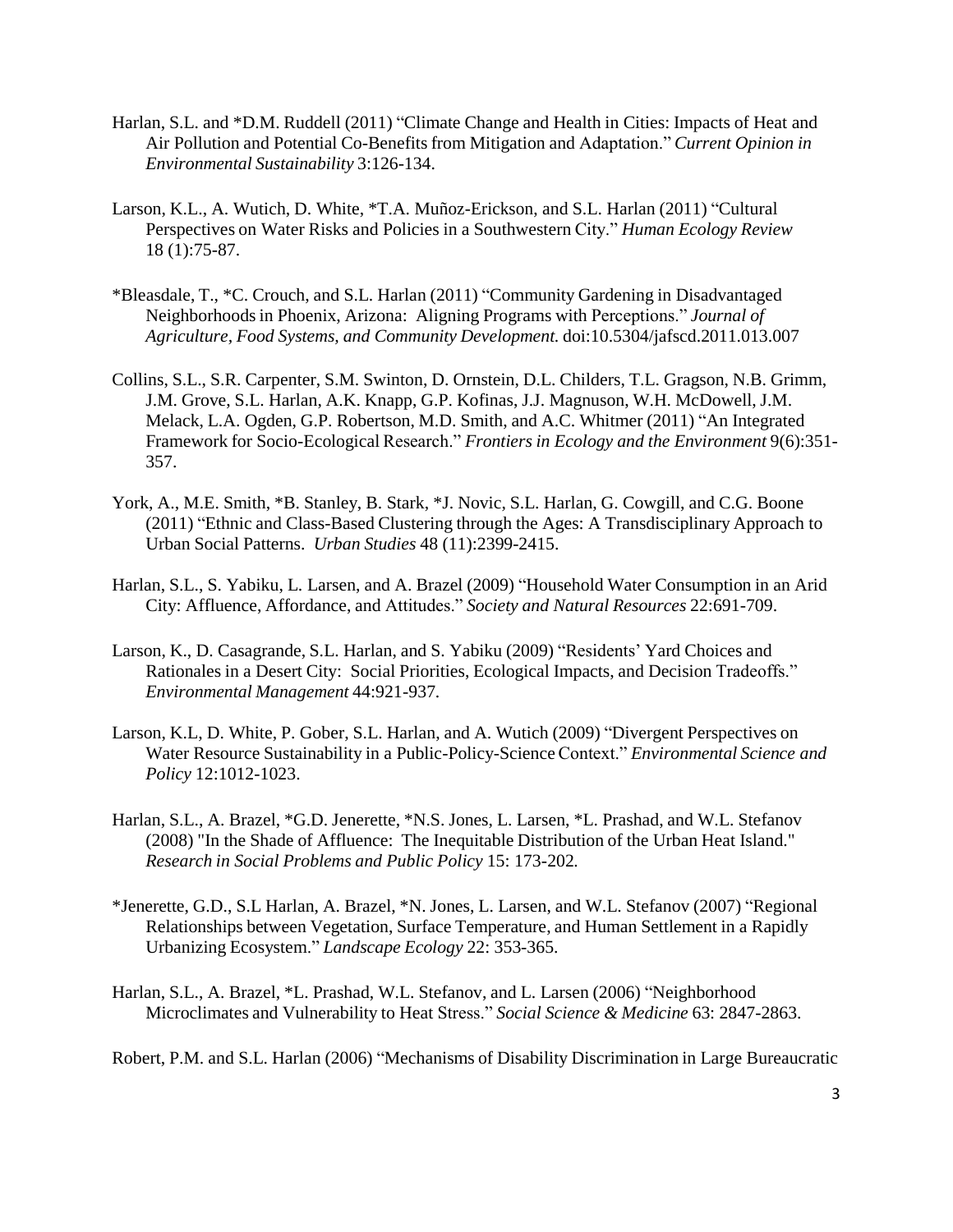Harlan, S.L. and *D.M. Ruddell (2011) "Climate Change and Health in Cities: Impacts of Heat and Air Pollution and Potential Co-Benefits from Mitigation and Adaptation." *Current Opinion in Environmental Sustainability* 3:126-134.

Larson, K.L., A. Wutich, D. White, *T.A. Muñoz-Erickson, and S.L. Harlan (2011) "Cultural Perspectives on Water Risks and Policies in a Southwestern City." *Human Ecology Review* 18 (1):75-87.

*Bleasdale, T., *C. Crouch, and S.L. Harlan (2011) "Community Gardening in Disadvantaged Neighborhoods in Phoenix, Arizona: Aligning Programs with Perceptions." *Journal of Agriculture, Food Systems, and Community Development.* doi:10.5304/jafscd.2011.013.007

Collins, S.L., S.R. Carpenter, S.M. Swinton, D. Ornstein, D.L. Childers, T.L. Gragson, N.B. Grimm, J.M. Grove, S.L. Harlan, A.K. Knapp, G.P. Kofinas, J.J. Magnuson, W.H. McDowell, J.M. Melack, L.A. Ogden, G.P. Robertson, M.D. Smith, and A.C. Whitmer (2011) "An Integrated Framework for Socio-Ecological Research." *Frontiers in Ecology and the Environment* 9(6):351-357.

York, A., M.E. Smith, *B. Stanley, B. Stark, *J. Novic, S.L. Harlan, G. Cowgill, and C.G. Boone (2011) "Ethnic and Class-Based Clustering through the Ages: A Transdisciplinary Approach to Urban Social Patterns. *Urban Studies* 48 (11):2399-2415.

Harlan, S.L., S. Yabiku, L. Larsen, and A. Brazel (2009) "Household Water Consumption in an Arid City: Affluence, Affordance, and Attitudes." *Society and Natural Resources* 22:691-709.

Larson, K., D. Casagrande, S.L. Harlan, and S. Yabiku (2009) "Residents' Yard Choices and Rationales in a Desert City: Social Priorities, Ecological Impacts, and Decision Tradeoffs." *Environmental Management* 44:921-937.

Larson, K.L, D. White, P. Gober, S.L. Harlan, and A. Wutich (2009) "Divergent Perspectives on Water Resource Sustainability in a Public-Policy-Science Context." *Environmental Science and Policy* 12:1012-1023.

Harlan, S.L., A. Brazel, *G.D. Jenerette, *N.S. Jones, L. Larsen, *L. Prashad, and W.L. Stefanov (2008) "In the Shade of Affluence: The Inequitable Distribution of the Urban Heat Island." *Research in Social Problems and Public Policy* 15: 173-202.

*Jenerette, G.D., S.L Harlan, A. Brazel, *N. Jones, L. Larsen, and W.L. Stefanov (2007) "Regional Relationships between Vegetation, Surface Temperature, and Human Settlement in a Rapidly Urbanizing Ecosystem." *Landscape Ecology* 22: 353-365.

Harlan, S.L., A. Brazel, *L. Prashad, W.L. Stefanov, and L. Larsen (2006) "Neighborhood Microclimates and Vulnerability to Heat Stress." *Social Science & Medicine* 63: 2847-2863.

Robert, P.M. and S.L. Harlan (2006) "Mechanisms of Disability Discrimination in Large Bureaucratic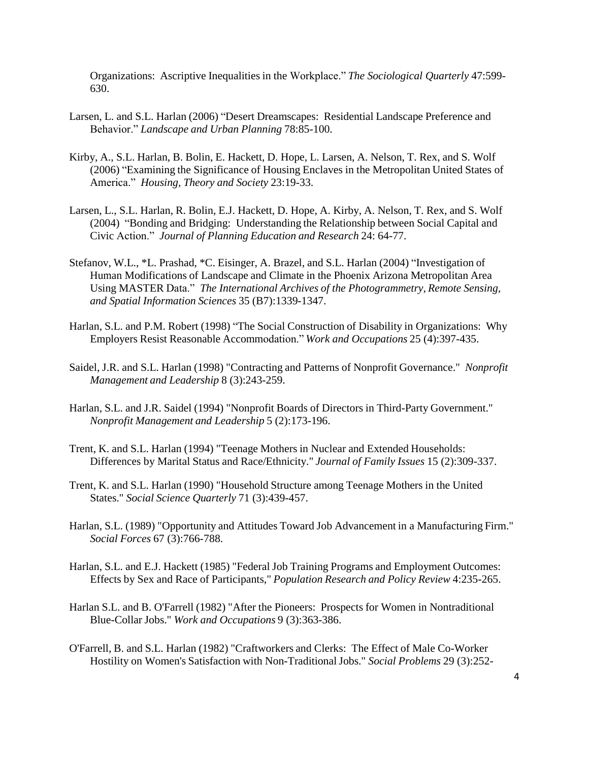Organizations: Ascriptive Inequalities in the Workplace." *The Sociological Quarterly* 47:599-630.

Larsen, L. and S.L. Harlan (2006) "Desert Dreamscapes: Residential Landscape Preference and Behavior." *Landscape and Urban Planning* 78:85-100.

Kirby, A., S.L. Harlan, B. Bolin, E. Hackett, D. Hope, L. Larsen, A. Nelson, T. Rex, and S. Wolf (2006) "Examining the Significance of Housing Enclaves in the Metropolitan United States of America." *Housing, Theory and Society* 23:19-33.

Larsen, L., S.L. Harlan, R. Bolin, E.J. Hackett, D. Hope, A. Kirby, A. Nelson, T. Rex, and S. Wolf (2004) "Bonding and Bridging: Understanding the Relationship between Social Capital and Civic Action." *Journal of Planning Education and Research* 24: 64-77.

Stefanov, W.L., *L. Prashad, *C. Eisinger, A. Brazel, and S.L. Harlan (2004) "Investigation of Human Modifications of Landscape and Climate in the Phoenix Arizona Metropolitan Area Using MASTER Data." *The International Archives of the Photogrammetry, Remote Sensing, and Spatial Information Sciences* 35 (B7):1339-1347.

Harlan, S.L. and P.M. Robert (1998) "The Social Construction of Disability in Organizations: Why Employers Resist Reasonable Accommodation." *Work and Occupations* 25 (4):397-435.

Saidel, J.R. and S.L. Harlan (1998) "Contracting and Patterns of Nonprofit Governance." *Nonprofit Management and Leadership* 8 (3):243-259.

Harlan, S.L. and J.R. Saidel (1994) "Nonprofit Boards of Directors in Third-Party Government." *Nonprofit Management and Leadership* 5 (2):173-196.

Trent, K. and S.L. Harlan (1994) "Teenage Mothers in Nuclear and Extended Households: Differences by Marital Status and Race/Ethnicity." *Journal of Family Issues* 15 (2):309-337.

Trent, K. and S.L. Harlan (1990) "Household Structure among Teenage Mothers in the United States." *Social Science Quarterly* 71 (3):439-457.

Harlan, S.L. (1989) "Opportunity and Attitudes Toward Job Advancement in a Manufacturing Firm." *Social Forces* 67 (3):766-788.

Harlan, S.L. and E.J. Hackett (1985) "Federal Job Training Programs and Employment Outcomes: Effects by Sex and Race of Participants," *Population Research and Policy Review* 4:235-265.

Harlan S.L. and B. O'Farrell (1982) "After the Pioneers: Prospects for Women in Nontraditional Blue-Collar Jobs." *Work and Occupations* 9 (3):363-386.

O'Farrell, B. and S.L. Harlan (1982) "Craftworkers and Clerks: The Effect of Male Co-Worker Hostility on Women's Satisfaction with Non-Traditional Jobs." *Social Problems* 29 (3):252-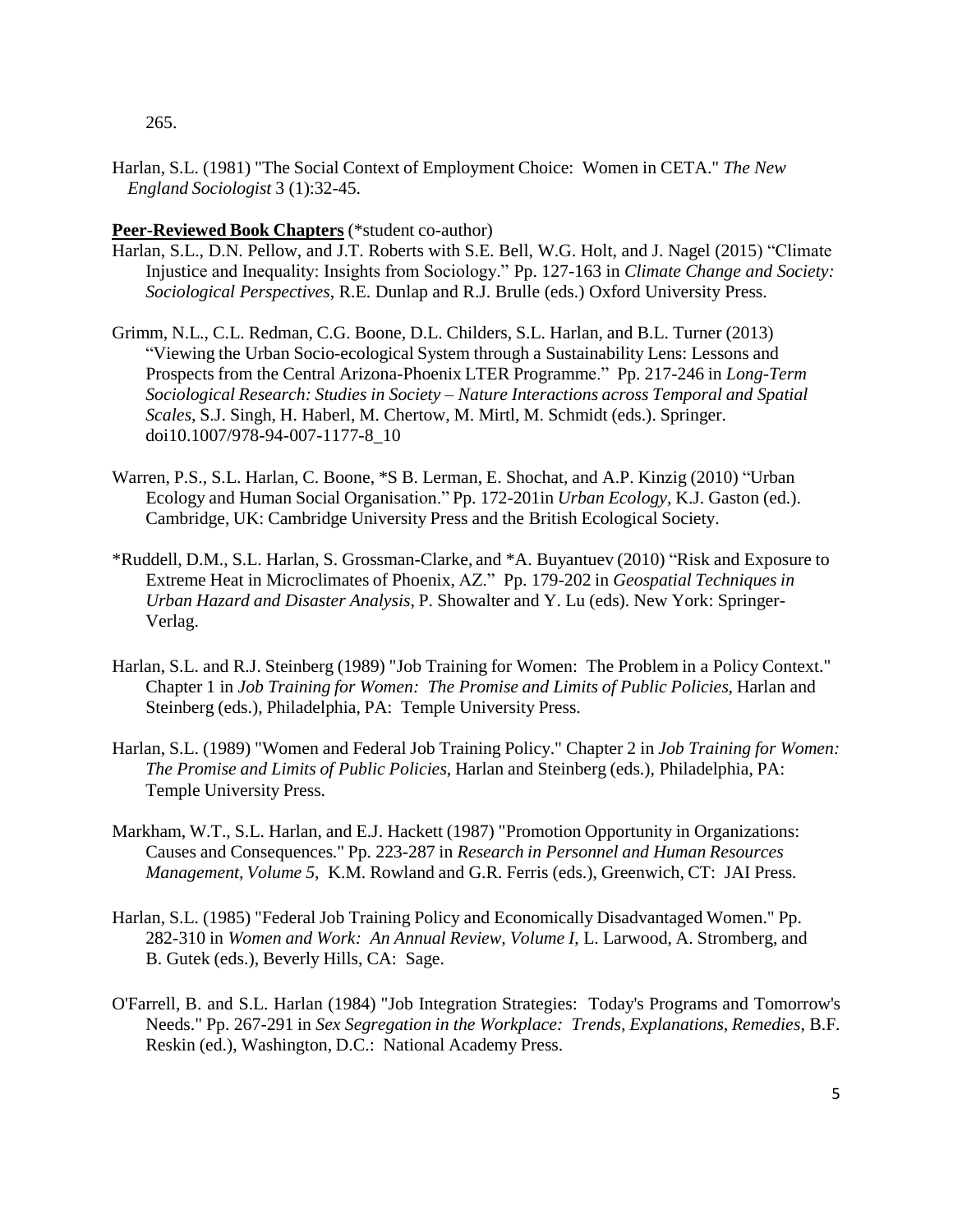265.

Harlan, S.L. (1981) "The Social Context of Employment Choice: Women in CETA." *The New England Sociologist* 3 (1):32-45.

**Peer-Reviewed Book Chapters** (*student co-author)

Harlan, S.L., D.N. Pellow, and J.T. Roberts with S.E. Bell, W.G. Holt, and J. Nagel (2015) "Climate Injustice and Inequality: Insights from Sociology." Pp. 127-163 in *Climate Change and Society: Sociological Perspectives*, R.E. Dunlap and R.J. Brulle (eds.) Oxford University Press.

Grimm, N.L., C.L. Redman, C.G. Boone, D.L. Childers, S.L. Harlan, and B.L. Turner (2013) "Viewing the Urban Socio-ecological System through a Sustainability Lens: Lessons and Prospects from the Central Arizona-Phoenix LTER Programme." Pp. 217-246 in *Long-Term Sociological Research: Studies in Society – Nature Interactions across Temporal and Spatial Scales*, S.J. Singh, H. Haberl, M. Chertow, M. Mirtl, M. Schmidt (eds.). Springer. doi10.1007/978-94-007-1177-8_10

Warren, P.S., S.L. Harlan, C. Boone, *S B. Lerman, E. Shochat, and A.P. Kinzig (2010) "Urban Ecology and Human Social Organisation." Pp. 172-201in *Urban Ecology*, K.J. Gaston (ed.). Cambridge, UK: Cambridge University Press and the British Ecological Society.

*Ruddell, D.M., S.L. Harlan, S. Grossman-Clarke, and *A. Buyantuev (2010) "Risk and Exposure to Extreme Heat in Microclimates of Phoenix, AZ." Pp. 179-202 in *Geospatial Techniques in Urban Hazard and Disaster Analysis*, P. Showalter and Y. Lu (eds). New York: Springer-Verlag.

Harlan, S.L. and R.J. Steinberg (1989) "Job Training for Women: The Problem in a Policy Context." Chapter 1 in *Job Training for Women: The Promise and Limits of Public Policies*, Harlan and Steinberg (eds.), Philadelphia, PA: Temple University Press.

Harlan, S.L. (1989) "Women and Federal Job Training Policy." Chapter 2 in *Job Training for Women: The Promise and Limits of Public Policies*, Harlan and Steinberg (eds.), Philadelphia, PA: Temple University Press.

Markham, W.T., S.L. Harlan, and E.J. Hackett (1987) "Promotion Opportunity in Organizations: Causes and Consequences." Pp. 223-287 in *Research in Personnel and Human Resources Management, Volume 5,* K.M. Rowland and G.R. Ferris (eds.), Greenwich, CT: JAI Press.

Harlan, S.L. (1985) "Federal Job Training Policy and Economically Disadvantaged Women." Pp. 282-310 in *Women and Work: An Annual Review*, *Volume I*, L. Larwood, A. Stromberg, and B. Gutek (eds.), Beverly Hills, CA: Sage.

O'Farrell, B. and S.L. Harlan (1984) "Job Integration Strategies: Today's Programs and Tomorrow's Needs." Pp. 267-291 in *Sex Segregation in the Workplace: Trends, Explanations, Remedies*, B.F. Reskin (ed.), Washington, D.C.: National Academy Press.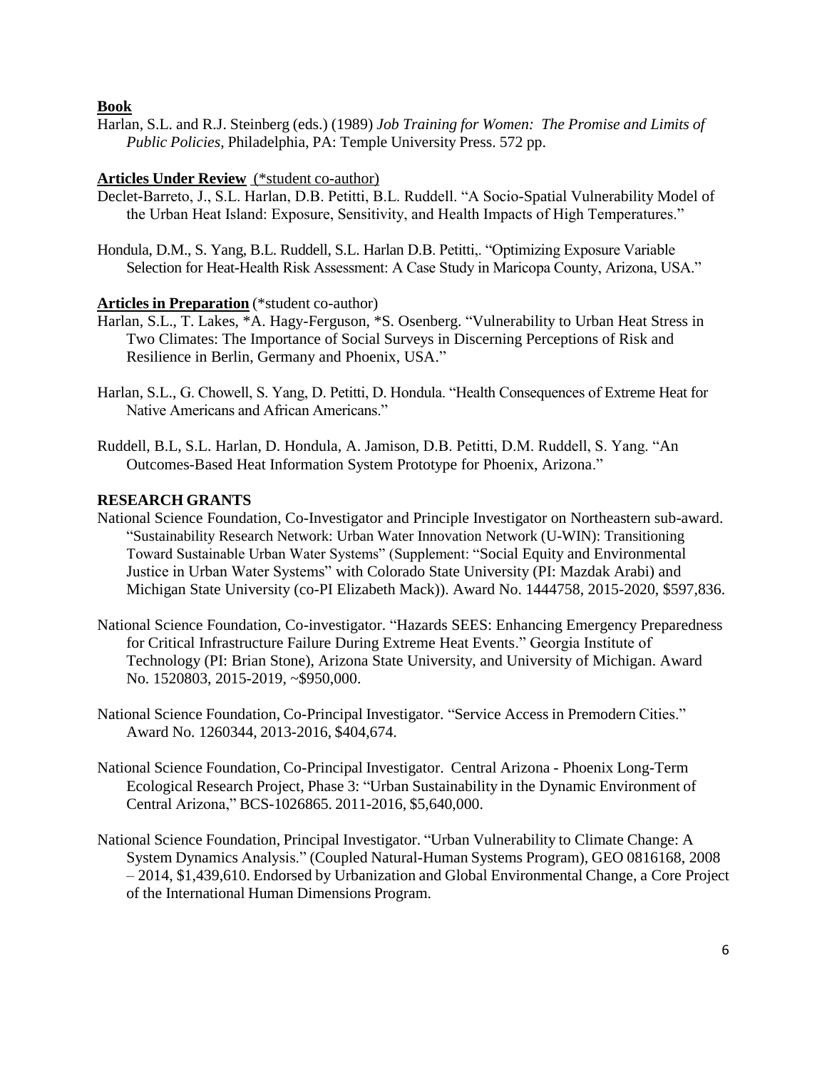**Book**

Harlan, S.L. and R.J. Steinberg (eds.) (1989) *Job Training for Women: The Promise and Limits of Public Policies*, Philadelphia, PA: Temple University Press. 572 pp.

**Articles Under Review** (*student co-author)

Declet-Barreto, J., S.L. Harlan, D.B. Petitti, B.L. Ruddell. "A Socio-Spatial Vulnerability Model of the Urban Heat Island: Exposure, Sensitivity, and Health Impacts of High Temperatures."

Hondula, D.M., S. Yang, B.L. Ruddell, S.L. Harlan D.B. Petitti,. "Optimizing Exposure Variable Selection for Heat-Health Risk Assessment: A Case Study in Maricopa County, Arizona, USA."

**Articles in Preparation** (*student co-author)

Harlan, S.L., T. Lakes, *A. Hagy-Ferguson, *S. Osenberg. "Vulnerability to Urban Heat Stress in Two Climates: The Importance of Social Surveys in Discerning Perceptions of Risk and Resilience in Berlin, Germany and Phoenix, USA."

Harlan, S.L., G. Chowell, S. Yang, D. Petitti, D. Hondula. "Health Consequences of Extreme Heat for Native Americans and African Americans."

Ruddell, B.L, S.L. Harlan, D. Hondula, A. Jamison, D.B. Petitti, D.M. Ruddell, S. Yang. "An Outcomes-Based Heat Information System Prototype for Phoenix, Arizona."

**RESEARCH GRANTS**

National Science Foundation, Co-Investigator and Principle Investigator on Northeastern sub-award. "Sustainability Research Network: Urban Water Innovation Network (U-WIN): Transitioning Toward Sustainable Urban Water Systems" (Supplement: "Social Equity and Environmental Justice in Urban Water Systems" with Colorado State University (PI: Mazdak Arabi) and Michigan State University (co-PI Elizabeth Mack)). Award No. 1444758, 2015-2020, $597,836.

National Science Foundation, Co-investigator. "Hazards SEES: Enhancing Emergency Preparedness for Critical Infrastructure Failure During Extreme Heat Events." Georgia Institute of Technology (PI: Brian Stone), Arizona State University, and University of Michigan. Award No. 1520803, 2015-2019, ~$950,000.

National Science Foundation, Co-Principal Investigator. "Service Access in Premodern Cities." Award No. 1260344, 2013-2016, $404,674.

National Science Foundation, Co-Principal Investigator. Central Arizona - Phoenix Long-Term Ecological Research Project, Phase 3: "Urban Sustainability in the Dynamic Environment of Central Arizona," BCS-1026865. 2011-2016, $5,640,000.

National Science Foundation, Principal Investigator. "Urban Vulnerability to Climate Change: A System Dynamics Analysis." (Coupled Natural-Human Systems Program), GEO 0816168, 2008 – 2014, $1,439,610. Endorsed by Urbanization and Global Environmental Change, a Core Project of the International Human Dimensions Program.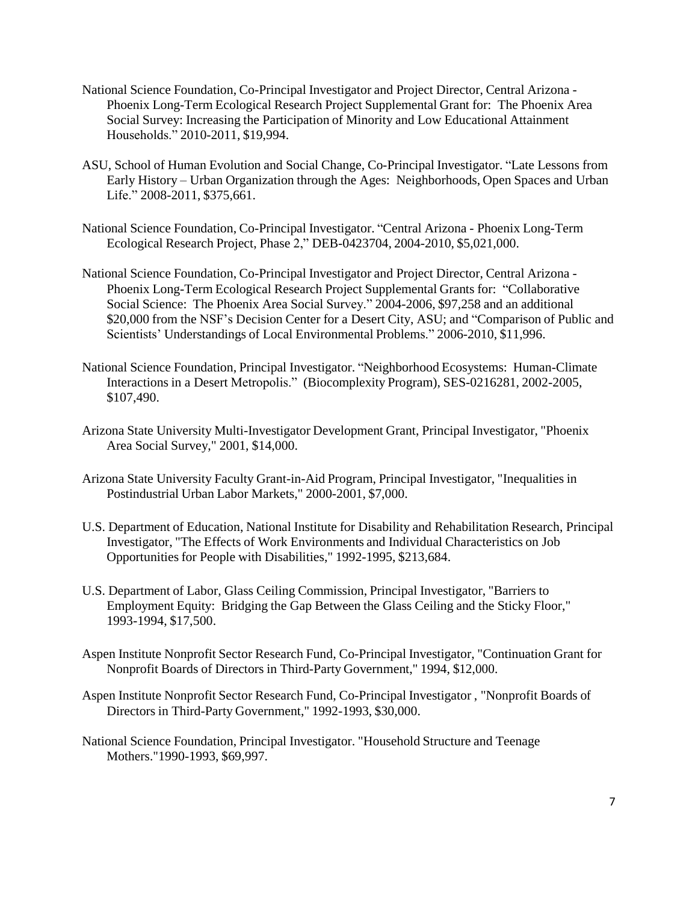National Science Foundation, Co-Principal Investigator and Project Director, Central Arizona - Phoenix Long-Term Ecological Research Project Supplemental Grant for: The Phoenix Area Social Survey: Increasing the Participation of Minority and Low Educational Attainment Households." 2010-2011, $19,994.

ASU, School of Human Evolution and Social Change, Co-Principal Investigator. "Late Lessons from Early History – Urban Organization through the Ages: Neighborhoods, Open Spaces and Urban Life." 2008-2011, $375,661.

National Science Foundation, Co-Principal Investigator. "Central Arizona - Phoenix Long-Term Ecological Research Project, Phase 2," DEB-0423704, 2004-2010, $5,021,000.

National Science Foundation, Co-Principal Investigator and Project Director, Central Arizona - Phoenix Long-Term Ecological Research Project Supplemental Grants for: "Collaborative Social Science: The Phoenix Area Social Survey." 2004-2006, $97,258 and an additional $20,000 from the NSF's Decision Center for a Desert City, ASU; and "Comparison of Public and Scientists' Understandings of Local Environmental Problems." 2006-2010, $11,996.

National Science Foundation, Principal Investigator. "Neighborhood Ecosystems: Human-Climate Interactions in a Desert Metropolis." (Biocomplexity Program), SES-0216281, 2002-2005, $107,490.

Arizona State University Multi-Investigator Development Grant, Principal Investigator, "Phoenix Area Social Survey," 2001, $14,000.

Arizona State University Faculty Grant-in-Aid Program, Principal Investigator, "Inequalities in Postindustrial Urban Labor Markets," 2000-2001, $7,000.

U.S. Department of Education, National Institute for Disability and Rehabilitation Research, Principal Investigator, "The Effects of Work Environments and Individual Characteristics on Job Opportunities for People with Disabilities," 1992-1995, $213,684.

U.S. Department of Labor, Glass Ceiling Commission, Principal Investigator, "Barriers to Employment Equity: Bridging the Gap Between the Glass Ceiling and the Sticky Floor," 1993-1994, $17,500.

Aspen Institute Nonprofit Sector Research Fund, Co-Principal Investigator, "Continuation Grant for Nonprofit Boards of Directors in Third-Party Government," 1994, $12,000.

Aspen Institute Nonprofit Sector Research Fund, Co-Principal Investigator , "Nonprofit Boards of Directors in Third-Party Government," 1992-1993, $30,000.

National Science Foundation, Principal Investigator. "Household Structure and Teenage Mothers."1990-1993, $69,997.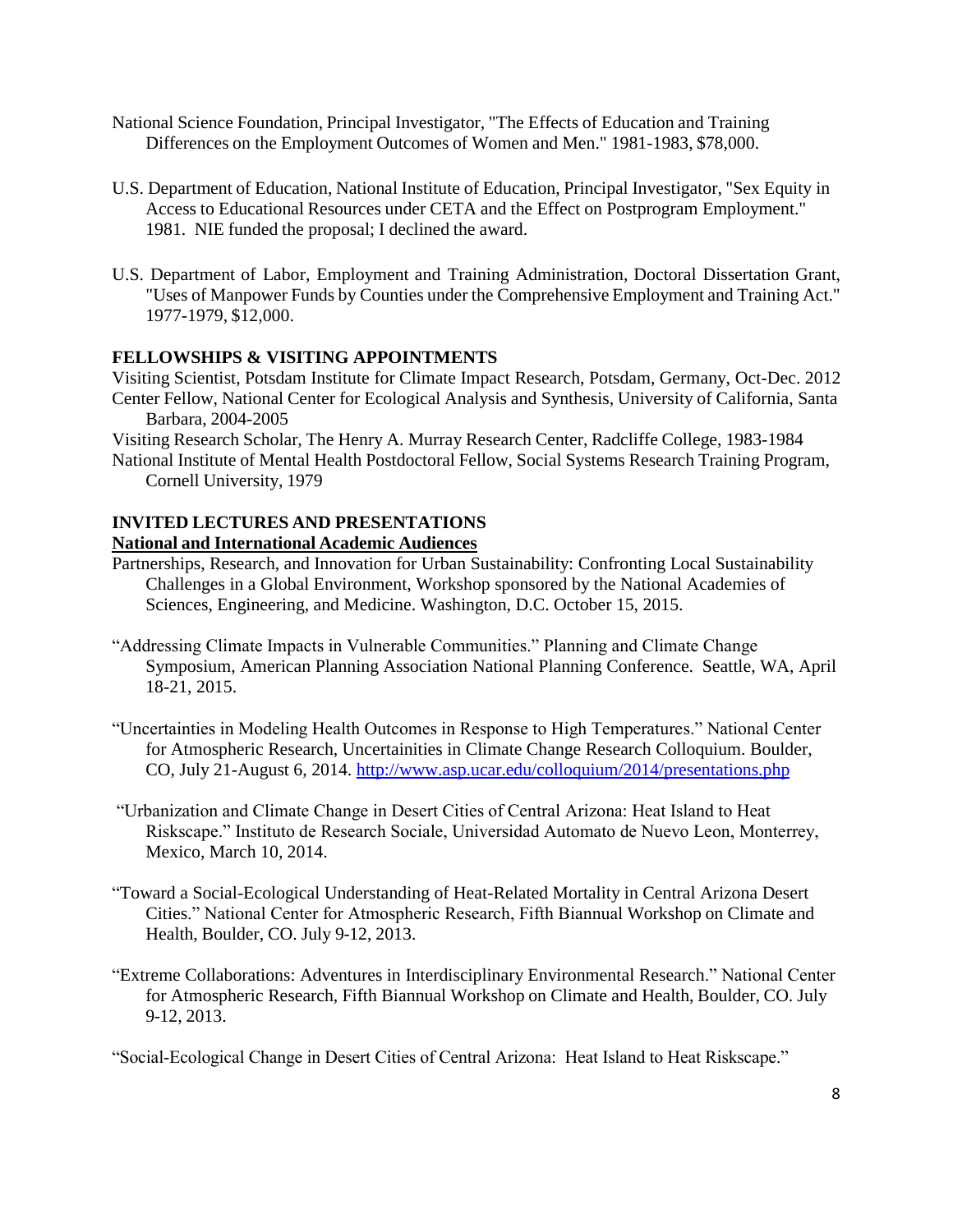National Science Foundation, Principal Investigator, "The Effects of Education and Training Differences on the Employment Outcomes of Women and Men." 1981-1983, $78,000.

U.S. Department of Education, National Institute of Education, Principal Investigator, "Sex Equity in Access to Educational Resources under CETA and the Effect on Postprogram Employment." 1981. NIE funded the proposal; I declined the award.

U.S. Department of Labor, Employment and Training Administration, Doctoral Dissertation Grant, "Uses of Manpower Funds by Counties under the Comprehensive Employment and Training Act." 1977-1979, $12,000.

## FELLOWSHIPS & VISITING APPOINTMENTS

Visiting Scientist, Potsdam Institute for Climate Impact Research, Potsdam, Germany, Oct-Dec. 2012

Center Fellow, National Center for Ecological Analysis and Synthesis, University of California, Santa Barbara, 2004-2005

Visiting Research Scholar, The Henry A. Murray Research Center, Radcliffe College, 1983-1984

National Institute of Mental Health Postdoctoral Fellow, Social Systems Research Training Program, Cornell University, 1979

## INVITED LECTURES AND PRESENTATIONS

### National and International Academic Audiences

Partnerships, Research, and Innovation for Urban Sustainability: Confronting Local Sustainability Challenges in a Global Environment, Workshop sponsored by the National Academies of Sciences, Engineering, and Medicine. Washington, D.C. October 15, 2015.

"Addressing Climate Impacts in Vulnerable Communities." Planning and Climate Change Symposium, American Planning Association National Planning Conference. Seattle, WA, April 18-21, 2015.

"Uncertainties in Modeling Health Outcomes in Response to High Temperatures." National Center for Atmospheric Research, Uncertainities in Climate Change Research Colloquium. Boulder, CO, July 21-August 6, 2014. http://www.asp.ucar.edu/colloquium/2014/presentations.php

"Urbanization and Climate Change in Desert Cities of Central Arizona: Heat Island to Heat Riskscape." Instituto de Research Sociale, Universidad Automato de Nuevo Leon, Monterrey, Mexico, March 10, 2014.

"Toward a Social-Ecological Understanding of Heat-Related Mortality in Central Arizona Desert Cities." National Center for Atmospheric Research, Fifth Biannual Workshop on Climate and Health, Boulder, CO. July 9-12, 2013.

"Extreme Collaborations: Adventures in Interdisciplinary Environmental Research." National Center for Atmospheric Research, Fifth Biannual Workshop on Climate and Health, Boulder, CO. July 9-12, 2013.

"Social-Ecological Change in Desert Cities of Central Arizona: Heat Island to Heat Riskscape."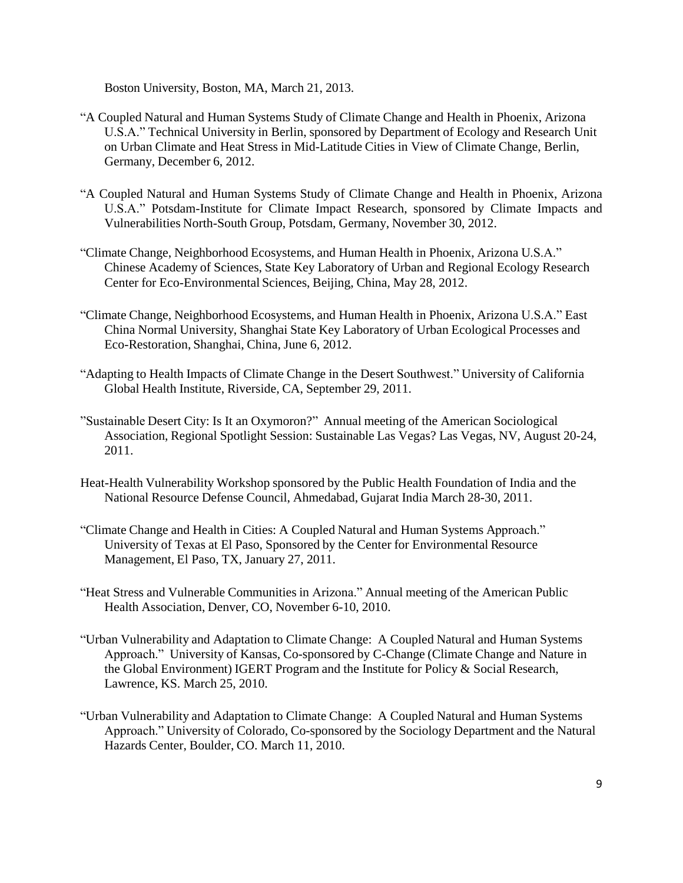Boston University, Boston, MA, March 21, 2013.

"A Coupled Natural and Human Systems Study of Climate Change and Health in Phoenix, Arizona U.S.A." Technical University in Berlin, sponsored by Department of Ecology and Research Unit on Urban Climate and Heat Stress in Mid-Latitude Cities in View of Climate Change, Berlin, Germany, December 6, 2012.

"A Coupled Natural and Human Systems Study of Climate Change and Health in Phoenix, Arizona U.S.A." Potsdam-Institute for Climate Impact Research, sponsored by Climate Impacts and Vulnerabilities North-South Group, Potsdam, Germany, November 30, 2012.

"Climate Change, Neighborhood Ecosystems, and Human Health in Phoenix, Arizona U.S.A." Chinese Academy of Sciences, State Key Laboratory of Urban and Regional Ecology Research Center for Eco-Environmental Sciences, Beijing, China, May 28, 2012.

"Climate Change, Neighborhood Ecosystems, and Human Health in Phoenix, Arizona U.S.A." East China Normal University, Shanghai State Key Laboratory of Urban Ecological Processes and Eco-Restoration, Shanghai, China, June 6, 2012.

"Adapting to Health Impacts of Climate Change in the Desert Southwest." University of California Global Health Institute, Riverside, CA, September 29, 2011.

"Sustainable Desert City: Is It an Oxymoron?" Annual meeting of the American Sociological Association, Regional Spotlight Session: Sustainable Las Vegas? Las Vegas, NV, August 20-24, 2011.

Heat-Health Vulnerability Workshop sponsored by the Public Health Foundation of India and the National Resource Defense Council, Ahmedabad, Gujarat India March 28-30, 2011.

"Climate Change and Health in Cities: A Coupled Natural and Human Systems Approach." University of Texas at El Paso, Sponsored by the Center for Environmental Resource Management, El Paso, TX, January 27, 2011.

"Heat Stress and Vulnerable Communities in Arizona." Annual meeting of the American Public Health Association, Denver, CO, November 6-10, 2010.

"Urban Vulnerability and Adaptation to Climate Change: A Coupled Natural and Human Systems Approach." University of Kansas, Co-sponsored by C-Change (Climate Change and Nature in the Global Environment) IGERT Program and the Institute for Policy & Social Research, Lawrence, KS. March 25, 2010.

"Urban Vulnerability and Adaptation to Climate Change: A Coupled Natural and Human Systems Approach." University of Colorado, Co-sponsored by the Sociology Department and the Natural Hazards Center, Boulder, CO. March 11, 2010.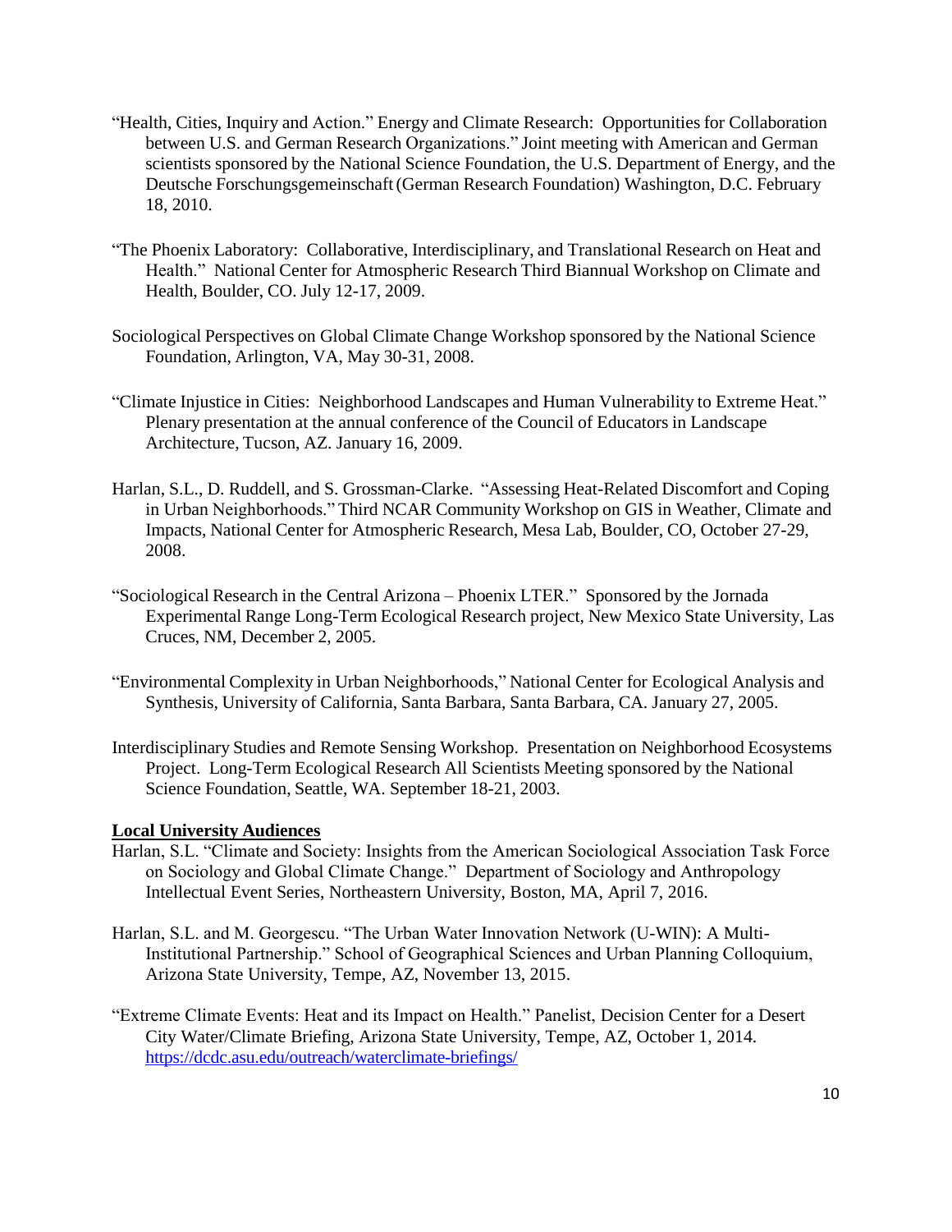"Health, Cities, Inquiry and Action." Energy and Climate Research: Opportunities for Collaboration between U.S. and German Research Organizations." Joint meeting with American and German scientists sponsored by the National Science Foundation, the U.S. Department of Energy, and the Deutsche Forschungsgemeinschaft (German Research Foundation) Washington, D.C. February 18, 2010.

"The Phoenix Laboratory: Collaborative, Interdisciplinary, and Translational Research on Heat and Health." National Center for Atmospheric Research Third Biannual Workshop on Climate and Health, Boulder, CO. July 12-17, 2009.

Sociological Perspectives on Global Climate Change Workshop sponsored by the National Science Foundation, Arlington, VA, May 30-31, 2008.

"Climate Injustice in Cities: Neighborhood Landscapes and Human Vulnerability to Extreme Heat." Plenary presentation at the annual conference of the Council of Educators in Landscape Architecture, Tucson, AZ. January 16, 2009.

Harlan, S.L., D. Ruddell, and S. Grossman-Clarke. "Assessing Heat-Related Discomfort and Coping in Urban Neighborhoods." Third NCAR Community Workshop on GIS in Weather, Climate and Impacts, National Center for Atmospheric Research, Mesa Lab, Boulder, CO, October 27-29, 2008.

"Sociological Research in the Central Arizona – Phoenix LTER." Sponsored by the Jornada Experimental Range Long-Term Ecological Research project, New Mexico State University, Las Cruces, NM, December 2, 2005.

"Environmental Complexity in Urban Neighborhoods," National Center for Ecological Analysis and Synthesis, University of California, Santa Barbara, Santa Barbara, CA. January 27, 2005.

Interdisciplinary Studies and Remote Sensing Workshop. Presentation on Neighborhood Ecosystems Project. Long-Term Ecological Research All Scientists Meeting sponsored by the National Science Foundation, Seattle, WA. September 18-21, 2003.

**Local University Audiences**

Harlan, S.L. "Climate and Society: Insights from the American Sociological Association Task Force on Sociology and Global Climate Change." Department of Sociology and Anthropology Intellectual Event Series, Northeastern University, Boston, MA, April 7, 2016.

Harlan, S.L. and M. Georgescu. "The Urban Water Innovation Network (U-WIN): A Multi-Institutional Partnership." School of Geographical Sciences and Urban Planning Colloquium, Arizona State University, Tempe, AZ, November 13, 2015.

"Extreme Climate Events: Heat and its Impact on Health." Panelist, Decision Center for a Desert City Water/Climate Briefing, Arizona State University, Tempe, AZ, October 1, 2014. https://dcdc.asu.edu/outreach/waterclimate-briefings/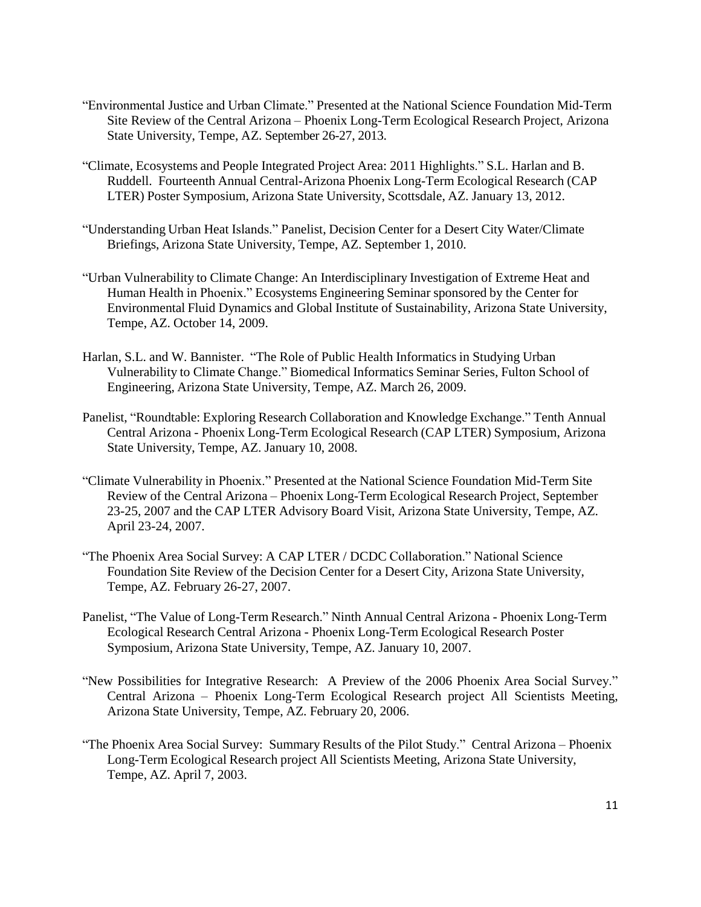"Environmental Justice and Urban Climate." Presented at the National Science Foundation Mid-Term Site Review of the Central Arizona – Phoenix Long-Term Ecological Research Project, Arizona State University, Tempe, AZ. September 26-27, 2013.

"Climate, Ecosystems and People Integrated Project Area: 2011 Highlights." S.L. Harlan and B. Ruddell. Fourteenth Annual Central-Arizona Phoenix Long-Term Ecological Research (CAP LTER) Poster Symposium, Arizona State University, Scottsdale, AZ. January 13, 2012.

"Understanding Urban Heat Islands." Panelist, Decision Center for a Desert City Water/Climate Briefings, Arizona State University, Tempe, AZ. September 1, 2010.

"Urban Vulnerability to Climate Change: An Interdisciplinary Investigation of Extreme Heat and Human Health in Phoenix." Ecosystems Engineering Seminar sponsored by the Center for Environmental Fluid Dynamics and Global Institute of Sustainability, Arizona State University, Tempe, AZ. October 14, 2009.

Harlan, S.L. and W. Bannister. "The Role of Public Health Informatics in Studying Urban Vulnerability to Climate Change." Biomedical Informatics Seminar Series, Fulton School of Engineering, Arizona State University, Tempe, AZ. March 26, 2009.

Panelist, "Roundtable: Exploring Research Collaboration and Knowledge Exchange." Tenth Annual Central Arizona - Phoenix Long-Term Ecological Research (CAP LTER) Symposium, Arizona State University, Tempe, AZ. January 10, 2008.

"Climate Vulnerability in Phoenix." Presented at the National Science Foundation Mid-Term Site Review of the Central Arizona – Phoenix Long-Term Ecological Research Project, September 23-25, 2007 and the CAP LTER Advisory Board Visit, Arizona State University, Tempe, AZ. April 23-24, 2007.

"The Phoenix Area Social Survey: A CAP LTER / DCDC Collaboration." National Science Foundation Site Review of the Decision Center for a Desert City, Arizona State University, Tempe, AZ. February 26-27, 2007.

Panelist, "The Value of Long-Term Research." Ninth Annual Central Arizona - Phoenix Long-Term Ecological Research Central Arizona - Phoenix Long-Term Ecological Research Poster Symposium, Arizona State University, Tempe, AZ. January 10, 2007.

"New Possibilities for Integrative Research: A Preview of the 2006 Phoenix Area Social Survey." Central Arizona – Phoenix Long-Term Ecological Research project All Scientists Meeting, Arizona State University, Tempe, AZ. February 20, 2006.

"The Phoenix Area Social Survey: Summary Results of the Pilot Study." Central Arizona – Phoenix Long-Term Ecological Research project All Scientists Meeting, Arizona State University, Tempe, AZ. April 7, 2003.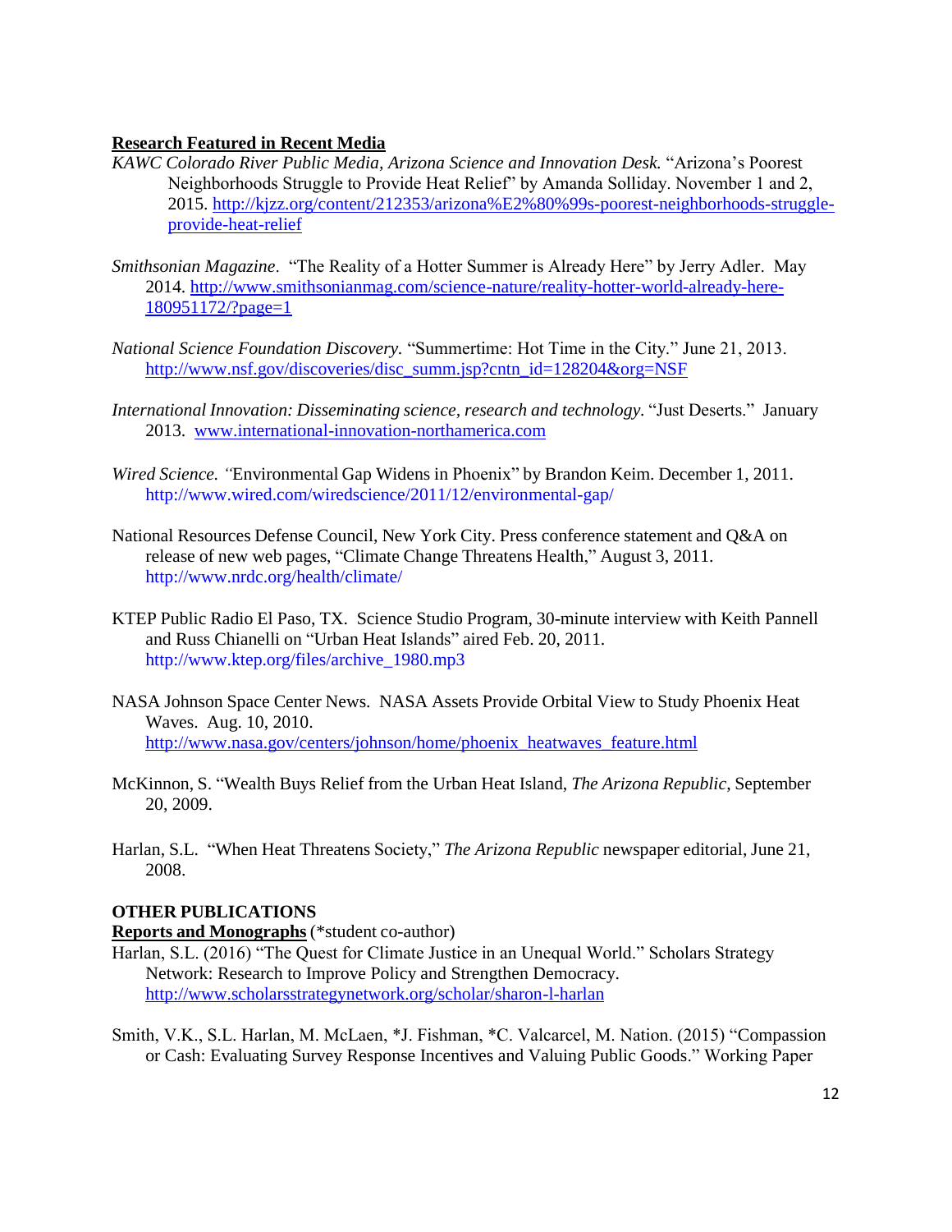**<u>Research Featured in Recent Media</u>**

*KAWC Colorado River Public Media, Arizona Science and Innovation Desk.* "Arizona's Poorest Neighborhoods Struggle to Provide Heat Relief" by Amanda Solliday. November 1 and 2, 2015. http://kjzz.org/content/212353/arizona%E2%80%99s-poorest-neighborhoods-struggle-provide-heat-relief

*Smithsonian Magazine*. "The Reality of a Hotter Summer is Already Here" by Jerry Adler. May 2014. http://www.smithsonianmag.com/science-nature/reality-hotter-world-already-here-180951172/?page=1

*National Science Foundation Discovery.* "Summertime: Hot Time in the City." June 21, 2013. http://www.nsf.gov/discoveries/disc_summ.jsp?cntn_id=128204&org=NSF

*International Innovation: Disseminating science, research and technology*. "Just Deserts." January 2013. www.international-innovation-northamerica.com

*Wired Science. "*Environmental Gap Widens in Phoenix" by Brandon Keim. December 1, 2011. http://www.wired.com/wiredscience/2011/12/environmental-gap/

National Resources Defense Council, New York City. Press conference statement and Q&A on release of new web pages, "Climate Change Threatens Health," August 3, 2011. http://www.nrdc.org/health/climate/

KTEP Public Radio El Paso, TX. Science Studio Program, 30-minute interview with Keith Pannell and Russ Chianelli on "Urban Heat Islands" aired Feb. 20, 2011. http://www.ktep.org/files/archive_1980.mp3

NASA Johnson Space Center News. NASA Assets Provide Orbital View to Study Phoenix Heat Waves. Aug. 10, 2010. http://www.nasa.gov/centers/johnson/home/phoenix_heatwaves_feature.html

McKinnon, S. "Wealth Buys Relief from the Urban Heat Island, *The Arizona Republic*, September 20, 2009.

Harlan, S.L. "When Heat Threatens Society," *The Arizona Republic* newspaper editorial, June 21, 2008.

**OTHER PUBLICATIONS**

**<u>Reports and Monographs</u>** (*student co-author)

Harlan, S.L. (2016) "The Quest for Climate Justice in an Unequal World." Scholars Strategy Network: Research to Improve Policy and Strengthen Democracy. http://www.scholarsstrategynetwork.org/scholar/sharon-l-harlan

Smith, V.K., S.L. Harlan, M. McLaen, *J. Fishman, *C. Valcarcel, M. Nation. (2015) "Compassion or Cash: Evaluating Survey Response Incentives and Valuing Public Goods." Working Paper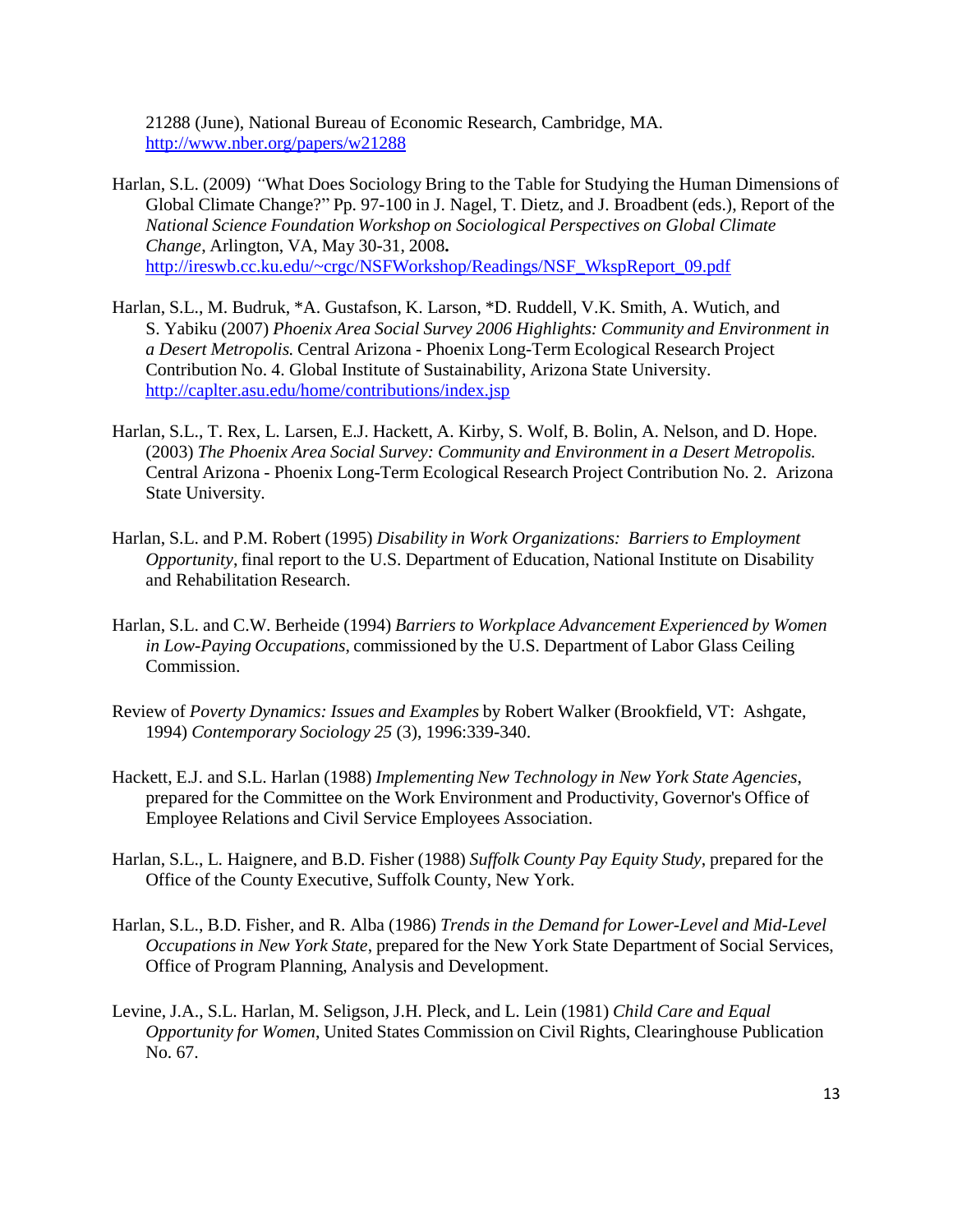21288 (June), National Bureau of Economic Research, Cambridge, MA. http://www.nber.org/papers/w21288

Harlan, S.L. (2009) "What Does Sociology Bring to the Table for Studying the Human Dimensions of Global Climate Change?" Pp. 97-100 in J. Nagel, T. Dietz, and J. Broadbent (eds.), Report of the *National Science Foundation Workshop on Sociological Perspectives on Global Climate Change*, Arlington, VA, May 30-31, 2008**.** http://ireswb.cc.ku.edu/~crgc/NSFWorkshop/Readings/NSF_WkspReport_09.pdf

Harlan, S.L., M. Budruk, *A. Gustafson, K. Larson, *D. Ruddell, V.K. Smith, A. Wutich, and S. Yabiku (2007) *Phoenix Area Social Survey 2006 Highlights: Community and Environment in a Desert Metropolis.* Central Arizona - Phoenix Long-Term Ecological Research Project Contribution No. 4. Global Institute of Sustainability, Arizona State University. http://caplter.asu.edu/home/contributions/index.jsp

Harlan, S.L., T. Rex, L. Larsen, E.J. Hackett, A. Kirby, S. Wolf, B. Bolin, A. Nelson, and D. Hope. (2003) *The Phoenix Area Social Survey: Community and Environment in a Desert Metropolis.* Central Arizona - Phoenix Long-Term Ecological Research Project Contribution No. 2. Arizona State University.

Harlan, S.L. and P.M. Robert (1995) *Disability in Work Organizations: Barriers to Employment Opportunity*, final report to the U.S. Department of Education, National Institute on Disability and Rehabilitation Research.

Harlan, S.L. and C.W. Berheide (1994) *Barriers to Workplace Advancement Experienced by Women in Low-Paying Occupations*, commissioned by the U.S. Department of Labor Glass Ceiling Commission.

Review of *Poverty Dynamics: Issues and Examples* by Robert Walker (Brookfield, VT: Ashgate, 1994) *Contemporary Sociology 25* (3), 1996:339-340.

Hackett, E.J. and S.L. Harlan (1988) *Implementing New Technology in New York State Agencies*, prepared for the Committee on the Work Environment and Productivity, Governor's Office of Employee Relations and Civil Service Employees Association.

Harlan, S.L., L. Haignere, and B.D. Fisher (1988) *Suffolk County Pay Equity Study*, prepared for the Office of the County Executive, Suffolk County, New York.

Harlan, S.L., B.D. Fisher, and R. Alba (1986) *Trends in the Demand for Lower-Level and Mid-Level Occupations in New York State*, prepared for the New York State Department of Social Services, Office of Program Planning, Analysis and Development.

Levine, J.A., S.L. Harlan, M. Seligson, J.H. Pleck, and L. Lein (1981) *Child Care and Equal Opportunity for Women*, United States Commission on Civil Rights, Clearinghouse Publication No. 67.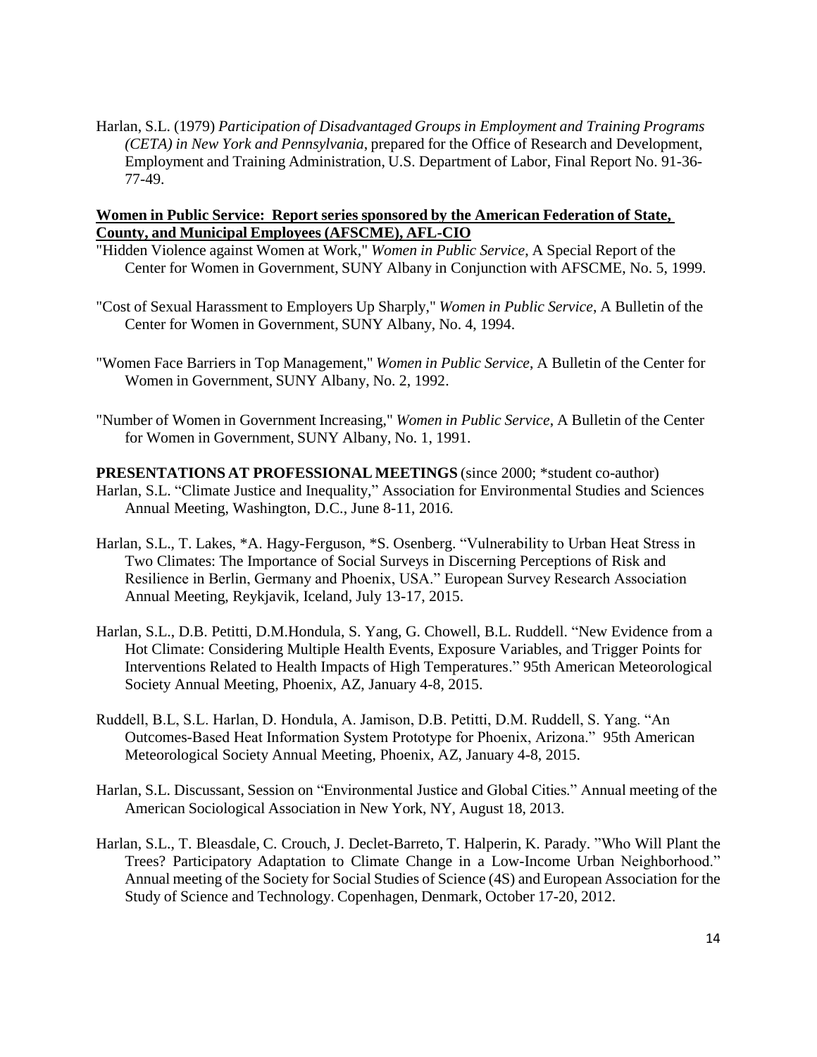Harlan, S.L. (1979) *Participation of Disadvantaged Groups in Employment and Training Programs (CETA) in New York and Pennsylvania*, prepared for the Office of Research and Development, Employment and Training Administration, U.S. Department of Labor, Final Report No. 91-36-77-49.

**Women in Public Service: Report series sponsored by the American Federation of State, County, and Municipal Employees (AFSCME), AFL-CIO**

"Hidden Violence against Women at Work," *Women in Public Service*, A Special Report of the Center for Women in Government, SUNY Albany in Conjunction with AFSCME, No. 5, 1999.

"Cost of Sexual Harassment to Employers Up Sharply," *Women in Public Service*, A Bulletin of the Center for Women in Government, SUNY Albany, No. 4, 1994.

"Women Face Barriers in Top Management," *Women in Public Service*, A Bulletin of the Center for Women in Government, SUNY Albany, No. 2, 1992.

"Number of Women in Government Increasing," *Women in Public Service*, A Bulletin of the Center for Women in Government, SUNY Albany, No. 1, 1991.

**PRESENTATIONS AT PROFESSIONAL MEETINGS** (since 2000; *student co-author)

Harlan, S.L. "Climate Justice and Inequality," Association for Environmental Studies and Sciences Annual Meeting, Washington, D.C., June 8-11, 2016.

Harlan, S.L., T. Lakes, *A. Hagy-Ferguson, *S. Osenberg. "Vulnerability to Urban Heat Stress in Two Climates: The Importance of Social Surveys in Discerning Perceptions of Risk and Resilience in Berlin, Germany and Phoenix, USA." European Survey Research Association Annual Meeting, Reykjavik, Iceland, July 13-17, 2015.

Harlan, S.L., D.B. Petitti, D.M.Hondula, S. Yang, G. Chowell, B.L. Ruddell. "New Evidence from a Hot Climate: Considering Multiple Health Events, Exposure Variables, and Trigger Points for Interventions Related to Health Impacts of High Temperatures." 95th American Meteorological Society Annual Meeting, Phoenix, AZ, January 4-8, 2015.

Ruddell, B.L, S.L. Harlan, D. Hondula, A. Jamison, D.B. Petitti, D.M. Ruddell, S. Yang. "An Outcomes-Based Heat Information System Prototype for Phoenix, Arizona." 95th American Meteorological Society Annual Meeting, Phoenix, AZ, January 4-8, 2015.

Harlan, S.L. Discussant, Session on "Environmental Justice and Global Cities." Annual meeting of the American Sociological Association in New York, NY, August 18, 2013.

Harlan, S.L., T. Bleasdale, C. Crouch, J. Declet-Barreto, T. Halperin, K. Parady. "Who Will Plant the Trees? Participatory Adaptation to Climate Change in a Low-Income Urban Neighborhood." Annual meeting of the Society for Social Studies of Science (4S) and European Association for the Study of Science and Technology. Copenhagen, Denmark, October 17-20, 2012.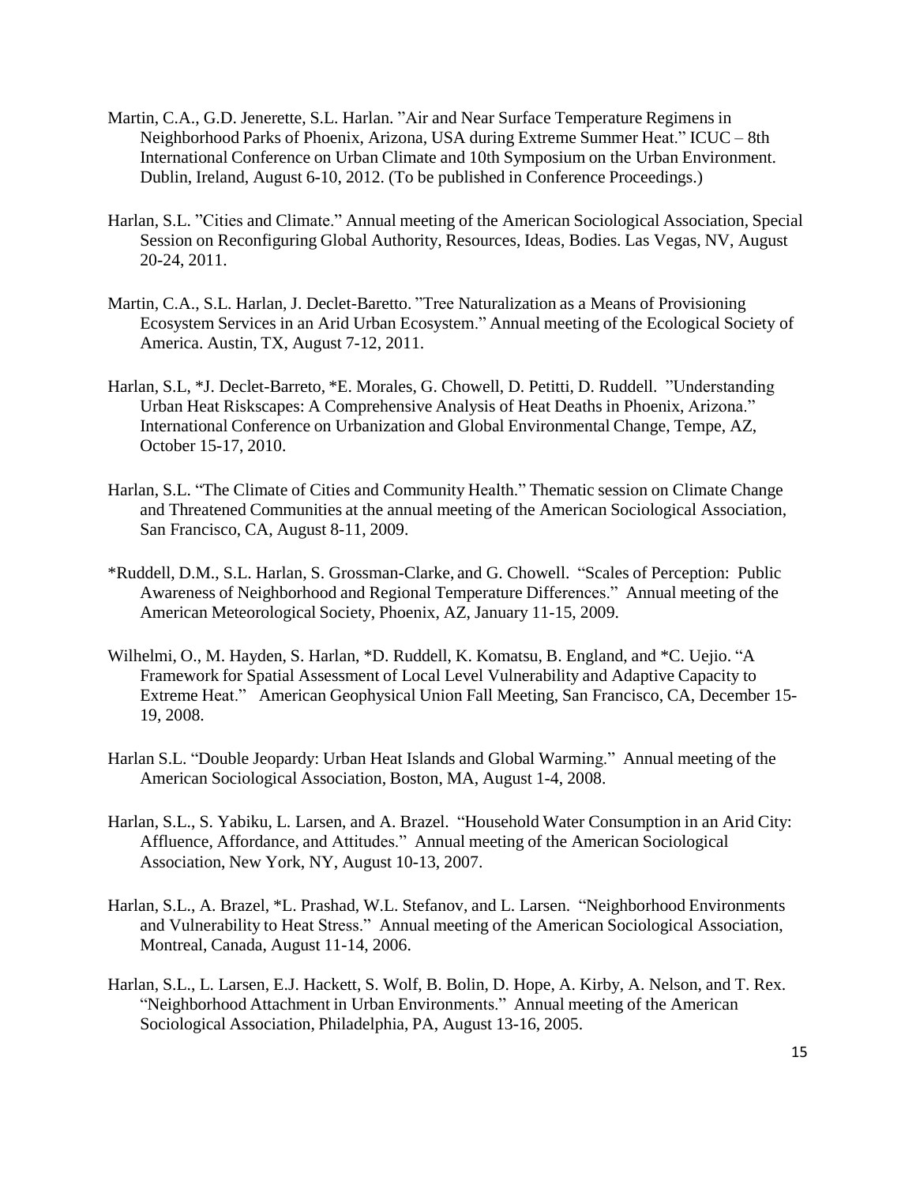Martin, C.A., G.D. Jenerette, S.L. Harlan. "Air and Near Surface Temperature Regimens in Neighborhood Parks of Phoenix, Arizona, USA during Extreme Summer Heat." ICUC – 8th International Conference on Urban Climate and 10th Symposium on the Urban Environment. Dublin, Ireland, August 6-10, 2012. (To be published in Conference Proceedings.)

Harlan, S.L. "Cities and Climate." Annual meeting of the American Sociological Association, Special Session on Reconfiguring Global Authority, Resources, Ideas, Bodies. Las Vegas, NV, August 20-24, 2011.

Martin, C.A., S.L. Harlan, J. Declet-Baretto. "Tree Naturalization as a Means of Provisioning Ecosystem Services in an Arid Urban Ecosystem." Annual meeting of the Ecological Society of America. Austin, TX, August 7-12, 2011.

Harlan, S.L, *J. Declet-Barreto, *E. Morales, G. Chowell, D. Petitti, D. Ruddell. "Understanding Urban Heat Riskscapes: A Comprehensive Analysis of Heat Deaths in Phoenix, Arizona." International Conference on Urbanization and Global Environmental Change, Tempe, AZ, October 15-17, 2010.

Harlan, S.L. "The Climate of Cities and Community Health." Thematic session on Climate Change and Threatened Communities at the annual meeting of the American Sociological Association, San Francisco, CA, August 8-11, 2009.

*Ruddell, D.M., S.L. Harlan, S. Grossman-Clarke, and G. Chowell. "Scales of Perception: Public Awareness of Neighborhood and Regional Temperature Differences." Annual meeting of the American Meteorological Society, Phoenix, AZ, January 11-15, 2009.

Wilhelmi, O., M. Hayden, S. Harlan, *D. Ruddell, K. Komatsu, B. England, and *C. Uejio. "A Framework for Spatial Assessment of Local Level Vulnerability and Adaptive Capacity to Extreme Heat." American Geophysical Union Fall Meeting, San Francisco, CA, December 15-19, 2008.

Harlan S.L. "Double Jeopardy: Urban Heat Islands and Global Warming." Annual meeting of the American Sociological Association, Boston, MA, August 1-4, 2008.

Harlan, S.L., S. Yabiku, L. Larsen, and A. Brazel. "Household Water Consumption in an Arid City: Affluence, Affordance, and Attitudes." Annual meeting of the American Sociological Association, New York, NY, August 10-13, 2007.

Harlan, S.L., A. Brazel, *L. Prashad, W.L. Stefanov, and L. Larsen. "Neighborhood Environments and Vulnerability to Heat Stress." Annual meeting of the American Sociological Association, Montreal, Canada, August 11-14, 2006.

Harlan, S.L., L. Larsen, E.J. Hackett, S. Wolf, B. Bolin, D. Hope, A. Kirby, A. Nelson, and T. Rex. "Neighborhood Attachment in Urban Environments." Annual meeting of the American Sociological Association, Philadelphia, PA, August 13-16, 2005.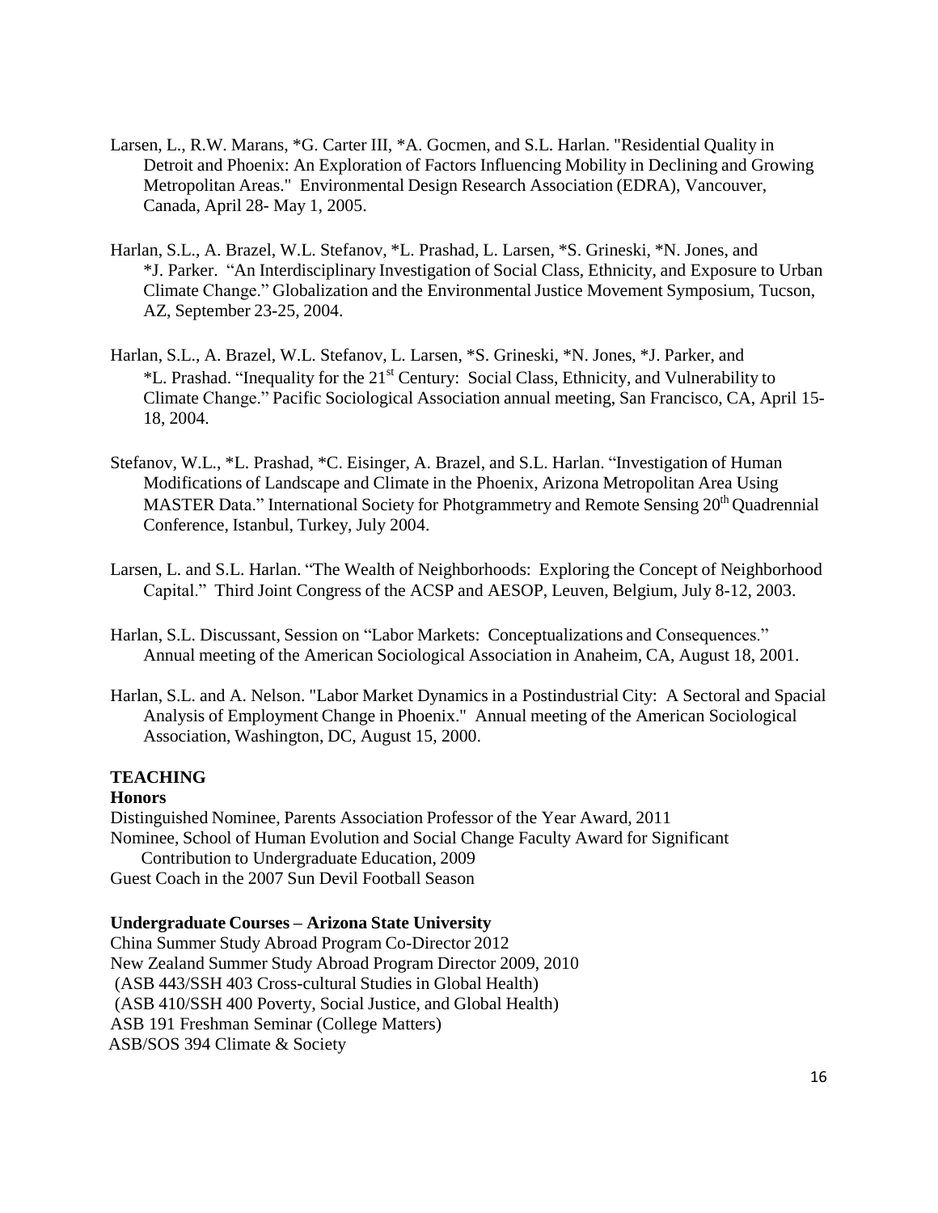Larsen, L., R.W. Marans, *G. Carter III, *A. Gocmen, and S.L. Harlan. "Residential Quality in Detroit and Phoenix: An Exploration of Factors Influencing Mobility in Declining and Growing Metropolitan Areas." Environmental Design Research Association (EDRA), Vancouver, Canada, April 28- May 1, 2005.

Harlan, S.L., A. Brazel, W.L. Stefanov, *L. Prashad, L. Larsen, *S. Grineski, *N. Jones, and *J. Parker. "An Interdisciplinary Investigation of Social Class, Ethnicity, and Exposure to Urban Climate Change." Globalization and the Environmental Justice Movement Symposium, Tucson, AZ, September 23-25, 2004.

Harlan, S.L., A. Brazel, W.L. Stefanov, L. Larsen, *S. Grineski, *N. Jones, *J. Parker, and *L. Prashad. "Inequality for the 21st Century: Social Class, Ethnicity, and Vulnerability to Climate Change." Pacific Sociological Association annual meeting, San Francisco, CA, April 15-18, 2004.

Stefanov, W.L., *L. Prashad, *C. Eisinger, A. Brazel, and S.L. Harlan. "Investigation of Human Modifications of Landscape and Climate in the Phoenix, Arizona Metropolitan Area Using MASTER Data." International Society for Photgrammetry and Remote Sensing 20th Quadrennial Conference, Istanbul, Turkey, July 2004.

Larsen, L. and S.L. Harlan. "The Wealth of Neighborhoods: Exploring the Concept of Neighborhood Capital." Third Joint Congress of the ACSP and AESOP, Leuven, Belgium, July 8-12, 2003.

Harlan, S.L. Discussant, Session on "Labor Markets: Conceptualizations and Consequences." Annual meeting of the American Sociological Association in Anaheim, CA, August 18, 2001.

Harlan, S.L. and A. Nelson. "Labor Market Dynamics in a Postindustrial City: A Sectoral and Spacial Analysis of Employment Change in Phoenix." Annual meeting of the American Sociological Association, Washington, DC, August 15, 2000.

## TEACHING

### Honors

Distinguished Nominee, Parents Association Professor of the Year Award, 2011
Nominee, School of Human Evolution and Social Change Faculty Award for Significant Contribution to Undergraduate Education, 2009
Guest Coach in the 2007 Sun Devil Football Season

### Undergraduate Courses – Arizona State University

China Summer Study Abroad Program Co-Director 2012
New Zealand Summer Study Abroad Program Director 2009, 2010
(ASB 443/SSH 403 Cross-cultural Studies in Global Health)
(ASB 410/SSH 400 Poverty, Social Justice, and Global Health)
ASB 191 Freshman Seminar (College Matters)
ASB/SOS 394 Climate & Society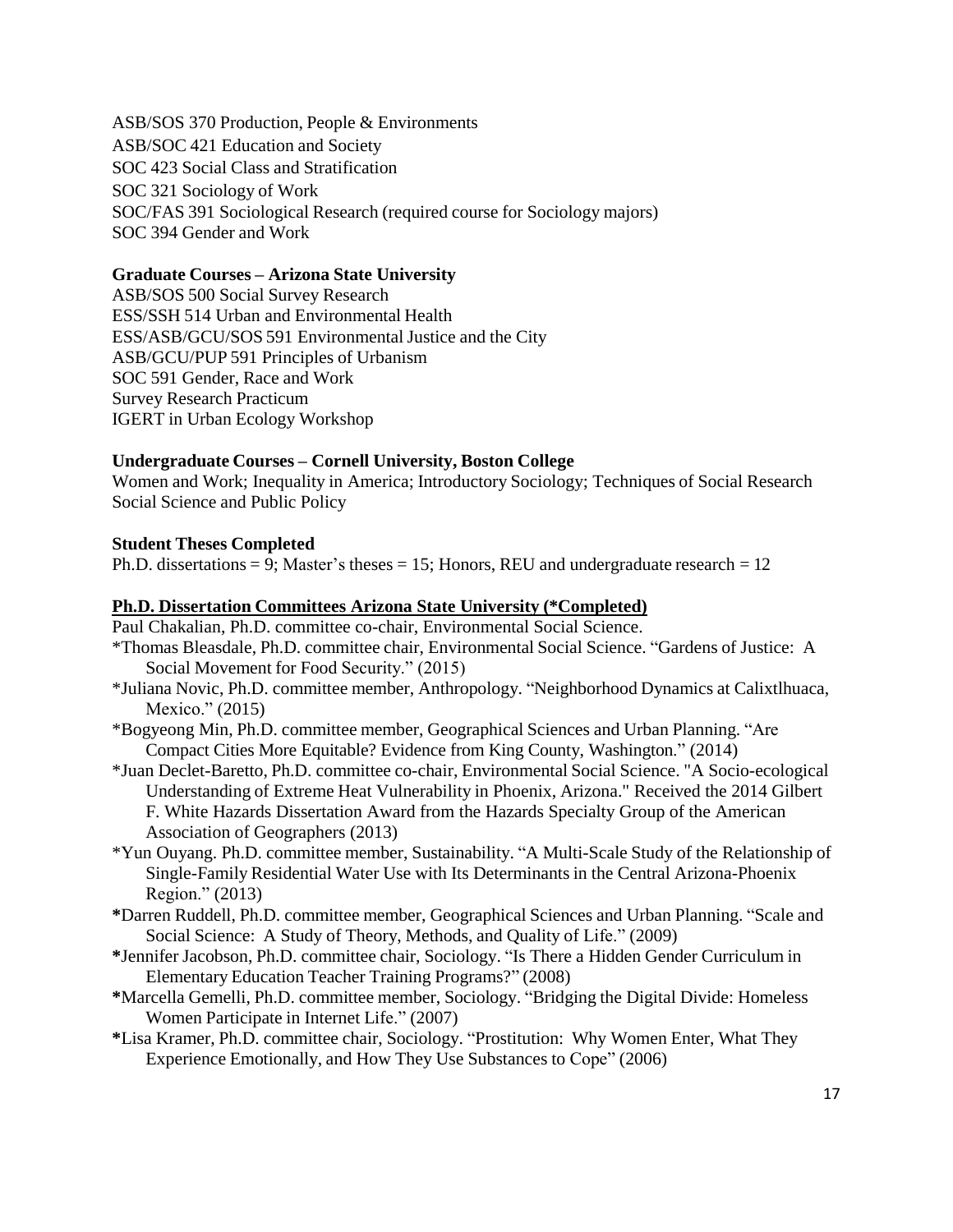ASB/SOS 370 Production, People & Environments
ASB/SOC 421 Education and Society
SOC 423 Social Class and Stratification
SOC 321 Sociology of Work
SOC/FAS 391 Sociological Research (required course for Sociology majors)
SOC 394 Gender and Work

**Graduate Courses – Arizona State University**

ASB/SOS 500 Social Survey Research
ESS/SSH 514 Urban and Environmental Health
ESS/ASB/GCU/SOS 591 Environmental Justice and the City
ASB/GCU/PUP 591 Principles of Urbanism
SOC 591 Gender, Race and Work
Survey Research Practicum
IGERT in Urban Ecology Workshop

**Undergraduate Courses – Cornell University, Boston College**

Women and Work; Inequality in America; Introductory Sociology; Techniques of Social Research
Social Science and Public Policy

**Student Theses Completed**

Ph.D. dissertations = 9; Master's theses = 15; Honors, REU and undergraduate research = 12

**Ph.D. Dissertation Committees Arizona State University (*Completed)**

Paul Chakalian, Ph.D. committee co-chair, Environmental Social Science.

*Thomas Bleasdale, Ph.D. committee chair, Environmental Social Science. "Gardens of Justice: A Social Movement for Food Security." (2015)

*Juliana Novic, Ph.D. committee member, Anthropology. "Neighborhood Dynamics at Calixtlhuaca, Mexico." (2015)

*Bogyeong Min, Ph.D. committee member, Geographical Sciences and Urban Planning. "Are Compact Cities More Equitable? Evidence from King County, Washington." (2014)

*Juan Declet-Baretto, Ph.D. committee co-chair, Environmental Social Science. "A Socio-ecological Understanding of Extreme Heat Vulnerability in Phoenix, Arizona." Received the 2014 Gilbert F. White Hazards Dissertation Award from the Hazards Specialty Group of the American Association of Geographers (2013)

*Yun Ouyang. Ph.D. committee member, Sustainability. "A Multi-Scale Study of the Relationship of Single-Family Residential Water Use with Its Determinants in the Central Arizona-Phoenix Region." (2013)

*Darren Ruddell, Ph.D. committee member, Geographical Sciences and Urban Planning. "Scale and Social Science: A Study of Theory, Methods, and Quality of Life." (2009)

*Jennifer Jacobson, Ph.D. committee chair, Sociology. "Is There a Hidden Gender Curriculum in Elementary Education Teacher Training Programs?" (2008)

*Marcella Gemelli, Ph.D. committee member, Sociology. "Bridging the Digital Divide: Homeless Women Participate in Internet Life." (2007)

*Lisa Kramer, Ph.D. committee chair, Sociology. "Prostitution: Why Women Enter, What They Experience Emotionally, and How They Use Substances to Cope" (2006)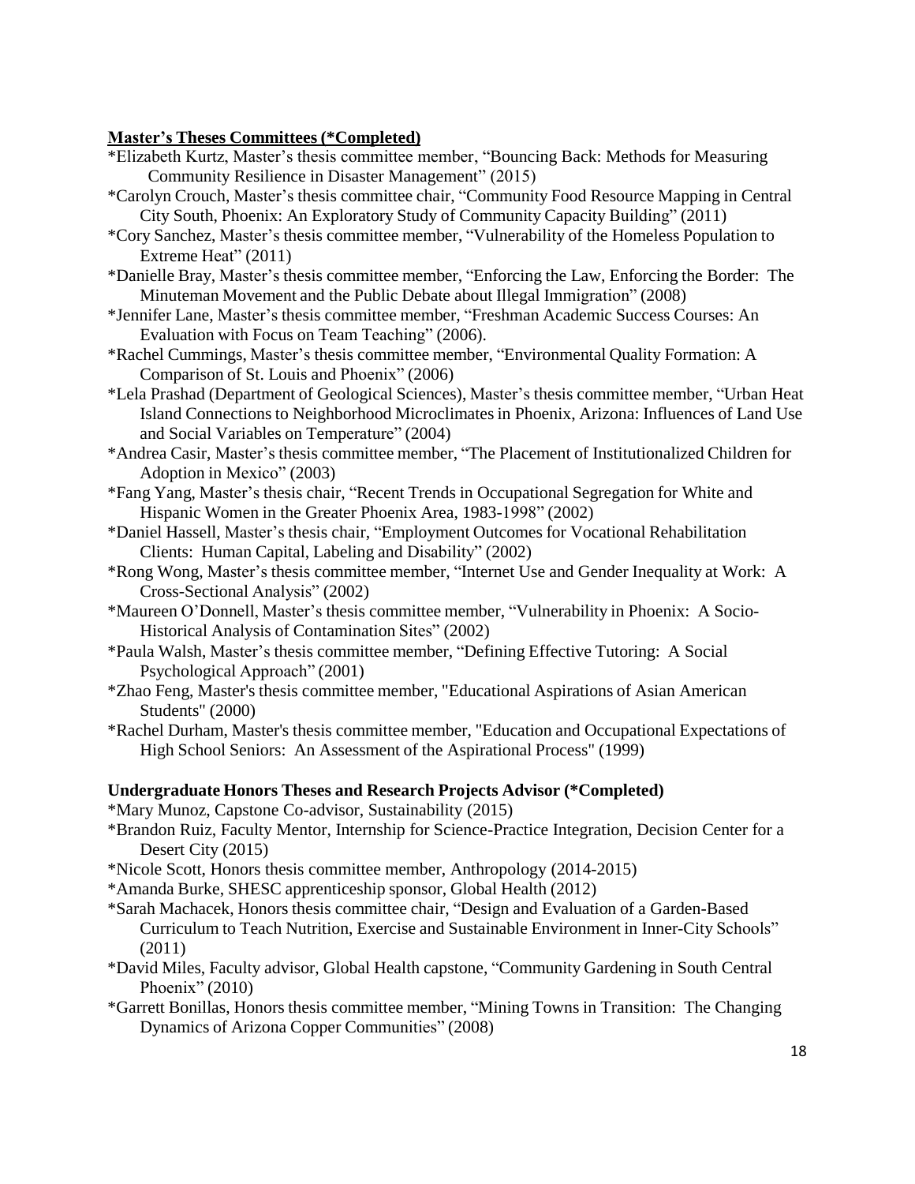**Master's Theses Committees (*Completed)**

*Elizabeth Kurtz, Master's thesis committee member, "Bouncing Back: Methods for Measuring Community Resilience in Disaster Management" (2015)

*Carolyn Crouch, Master's thesis committee chair, "Community Food Resource Mapping in Central City South, Phoenix: An Exploratory Study of Community Capacity Building" (2011)

*Cory Sanchez, Master's thesis committee member, "Vulnerability of the Homeless Population to Extreme Heat" (2011)

*Danielle Bray, Master's thesis committee member, "Enforcing the Law, Enforcing the Border: The Minuteman Movement and the Public Debate about Illegal Immigration" (2008)

*Jennifer Lane, Master's thesis committee member, "Freshman Academic Success Courses: An Evaluation with Focus on Team Teaching" (2006).

*Rachel Cummings, Master's thesis committee member, "Environmental Quality Formation: A Comparison of St. Louis and Phoenix" (2006)

*Lela Prashad (Department of Geological Sciences), Master's thesis committee member, "Urban Heat Island Connections to Neighborhood Microclimates in Phoenix, Arizona: Influences of Land Use and Social Variables on Temperature" (2004)

*Andrea Casir, Master's thesis committee member, "The Placement of Institutionalized Children for Adoption in Mexico" (2003)

*Fang Yang, Master's thesis chair, "Recent Trends in Occupational Segregation for White and Hispanic Women in the Greater Phoenix Area, 1983-1998" (2002)

*Daniel Hassell, Master's thesis chair, "Employment Outcomes for Vocational Rehabilitation Clients: Human Capital, Labeling and Disability" (2002)

*Rong Wong, Master's thesis committee member, "Internet Use and Gender Inequality at Work: A Cross-Sectional Analysis" (2002)

*Maureen O'Donnell, Master's thesis committee member, "Vulnerability in Phoenix: A Socio-Historical Analysis of Contamination Sites" (2002)

*Paula Walsh, Master's thesis committee member, "Defining Effective Tutoring: A Social Psychological Approach" (2001)

*Zhao Feng, Master's thesis committee member, "Educational Aspirations of Asian American Students" (2000)

*Rachel Durham, Master's thesis committee member, "Education and Occupational Expectations of High School Seniors: An Assessment of the Aspirational Process" (1999)

**Undergraduate Honors Theses and Research Projects Advisor (*Completed)**

*Mary Munoz, Capstone Co-advisor, Sustainability (2015)

*Brandon Ruiz, Faculty Mentor, Internship for Science-Practice Integration, Decision Center for a Desert City (2015)

*Nicole Scott, Honors thesis committee member, Anthropology (2014-2015)

*Amanda Burke, SHESC apprenticeship sponsor, Global Health (2012)

*Sarah Machacek, Honors thesis committee chair, "Design and Evaluation of a Garden-Based Curriculum to Teach Nutrition, Exercise and Sustainable Environment in Inner-City Schools" (2011)

*David Miles, Faculty advisor, Global Health capstone, "Community Gardening in South Central Phoenix" (2010)

*Garrett Bonillas, Honors thesis committee member, "Mining Towns in Transition: The Changing Dynamics of Arizona Copper Communities" (2008)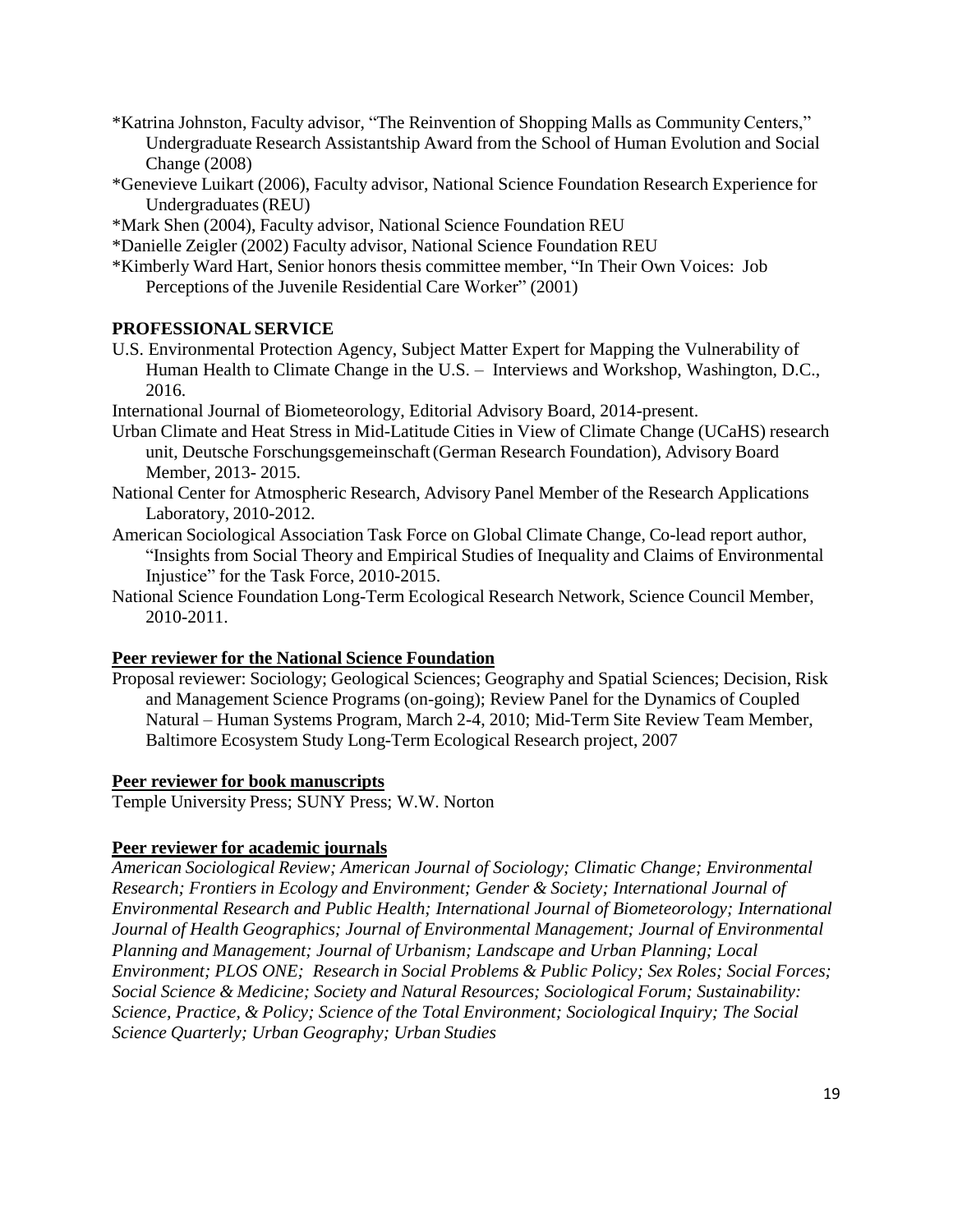*Katrina Johnston, Faculty advisor, "The Reinvention of Shopping Malls as Community Centers," Undergraduate Research Assistantship Award from the School of Human Evolution and Social Change (2008)

*Genevieve Luikart (2006), Faculty advisor, National Science Foundation Research Experience for Undergraduates (REU)

*Mark Shen (2004), Faculty advisor, National Science Foundation REU

*Danielle Zeigler (2002) Faculty advisor, National Science Foundation REU

*Kimberly Ward Hart, Senior honors thesis committee member, "In Their Own Voices: Job Perceptions of the Juvenile Residential Care Worker" (2001)

**PROFESSIONAL SERVICE**

U.S. Environmental Protection Agency, Subject Matter Expert for Mapping the Vulnerability of Human Health to Climate Change in the U.S. – Interviews and Workshop, Washington, D.C., 2016.

International Journal of Biometeorology, Editorial Advisory Board, 2014-present.

Urban Climate and Heat Stress in Mid-Latitude Cities in View of Climate Change (UCaHS) research unit, Deutsche Forschungsgemeinschaft (German Research Foundation), Advisory Board Member, 2013- 2015.

National Center for Atmospheric Research, Advisory Panel Member of the Research Applications Laboratory, 2010-2012.

American Sociological Association Task Force on Global Climate Change, Co-lead report author, "Insights from Social Theory and Empirical Studies of Inequality and Claims of Environmental Injustice" for the Task Force, 2010-2015.

National Science Foundation Long-Term Ecological Research Network, Science Council Member, 2010-2011.

**Peer reviewer for the National Science Foundation**

Proposal reviewer: Sociology; Geological Sciences; Geography and Spatial Sciences; Decision, Risk and Management Science Programs (on-going); Review Panel for the Dynamics of Coupled Natural – Human Systems Program, March 2-4, 2010; Mid-Term Site Review Team Member, Baltimore Ecosystem Study Long-Term Ecological Research project, 2007

**Peer reviewer for book manuscripts**

Temple University Press; SUNY Press; W.W. Norton

**Peer reviewer for academic journals**

*American Sociological Review; American Journal of Sociology; Climatic Change; Environmental Research; Frontiers in Ecology and Environment; Gender & Society; International Journal of Environmental Research and Public Health; International Journal of Biometeorology; International Journal of Health Geographics; Journal of Environmental Management; Journal of Environmental Planning and Management; Journal of Urbanism; Landscape and Urban Planning; Local Environment; PLOS ONE; Research in Social Problems & Public Policy; Sex Roles; Social Forces; Social Science & Medicine; Society and Natural Resources; Sociological Forum; Sustainability: Science, Practice, & Policy; Science of the Total Environment; Sociological Inquiry; The Social Science Quarterly; Urban Geography; Urban Studies*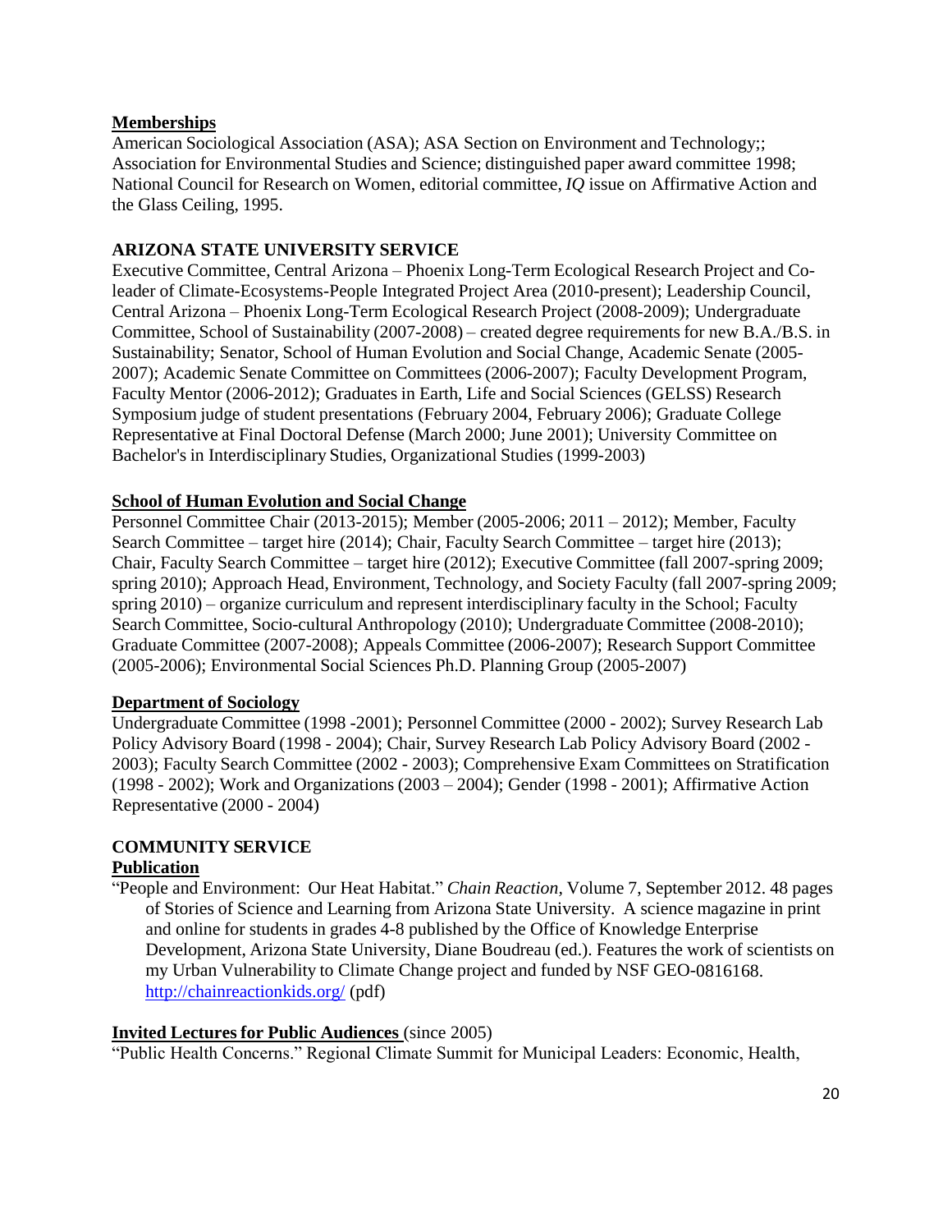### **Memberships**

American Sociological Association (ASA); ASA Section on Environment and Technology;; Association for Environmental Studies and Science; distinguished paper award committee 1998; National Council for Research on Women, editorial committee, *IQ* issue on Affirmative Action and the Glass Ceiling, 1995.

## ARIZONA STATE UNIVERSITY SERVICE

Executive Committee, Central Arizona – Phoenix Long-Term Ecological Research Project and Co-leader of Climate-Ecosystems-People Integrated Project Area (2010-present); Leadership Council, Central Arizona – Phoenix Long-Term Ecological Research Project (2008-2009); Undergraduate Committee, School of Sustainability (2007-2008) – created degree requirements for new B.A./B.S. in Sustainability; Senator, School of Human Evolution and Social Change, Academic Senate (2005-2007); Academic Senate Committee on Committees (2006-2007); Faculty Development Program, Faculty Mentor (2006-2012); Graduates in Earth, Life and Social Sciences (GELSS) Research Symposium judge of student presentations (February 2004, February 2006); Graduate College Representative at Final Doctoral Defense (March 2000; June 2001); University Committee on Bachelor's in Interdisciplinary Studies, Organizational Studies (1999-2003)

### **School of Human Evolution and Social Change**

Personnel Committee Chair (2013-2015); Member (2005-2006; 2011 – 2012); Member, Faculty Search Committee – target hire (2014); Chair, Faculty Search Committee – target hire (2013); Chair, Faculty Search Committee – target hire (2012); Executive Committee (fall 2007-spring 2009; spring 2010); Approach Head, Environment, Technology, and Society Faculty (fall 2007-spring 2009; spring 2010) – organize curriculum and represent interdisciplinary faculty in the School; Faculty Search Committee, Socio-cultural Anthropology (2010); Undergraduate Committee (2008-2010); Graduate Committee (2007-2008); Appeals Committee (2006-2007); Research Support Committee (2005-2006); Environmental Social Sciences Ph.D. Planning Group (2005-2007)

### **Department of Sociology**

Undergraduate Committee (1998 -2001); Personnel Committee (2000 - 2002); Survey Research Lab Policy Advisory Board (1998 - 2004); Chair, Survey Research Lab Policy Advisory Board (2002 - 2003); Faculty Search Committee (2002 - 2003); Comprehensive Exam Committees on Stratification (1998 - 2002); Work and Organizations (2003 – 2004); Gender (1998 - 2001); Affirmative Action Representative (2000 - 2004)

## COMMUNITY SERVICE

### **Publication**

"People and Environment: Our Heat Habitat." *Chain Reaction*, Volume 7, September 2012. 48 pages of Stories of Science and Learning from Arizona State University. A science magazine in print and online for students in grades 4-8 published by the Office of Knowledge Enterprise Development, Arizona State University, Diane Boudreau (ed.). Features the work of scientists on my Urban Vulnerability to Climate Change project and funded by NSF GEO-0816168. http://chainreactionkids.org/ (pdf)

### **Invited Lectures for Public Audiences** (since 2005)

"Public Health Concerns." Regional Climate Summit for Municipal Leaders: Economic, Health,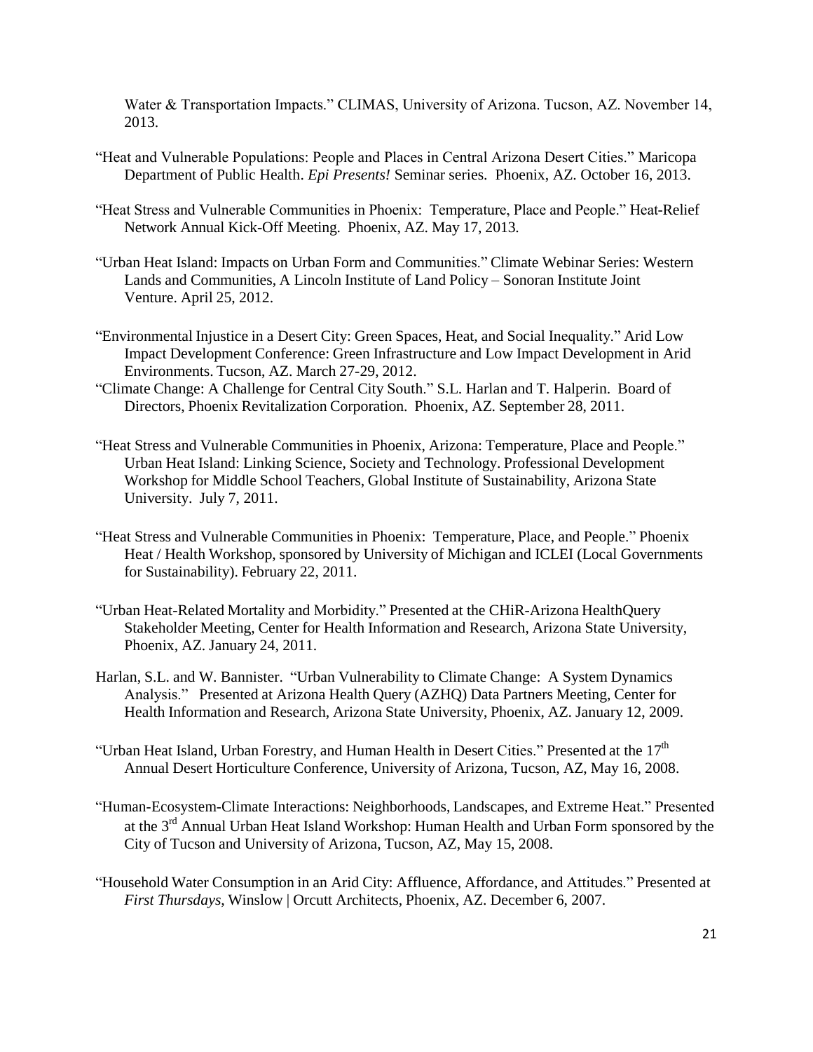Water & Transportation Impacts." CLIMAS, University of Arizona. Tucson, AZ. November 14, 2013.

"Heat and Vulnerable Populations: People and Places in Central Arizona Desert Cities." Maricopa Department of Public Health. *Epi Presents!* Seminar series. Phoenix, AZ. October 16, 2013.

"Heat Stress and Vulnerable Communities in Phoenix: Temperature, Place and People." Heat-Relief Network Annual Kick-Off Meeting. Phoenix, AZ. May 17, 2013.

"Urban Heat Island: Impacts on Urban Form and Communities." Climate Webinar Series: Western Lands and Communities, A Lincoln Institute of Land Policy – Sonoran Institute Joint Venture. April 25, 2012.

"Environmental Injustice in a Desert City: Green Spaces, Heat, and Social Inequality." Arid Low Impact Development Conference: Green Infrastructure and Low Impact Development in Arid Environments. Tucson, AZ. March 27-29, 2012.

"Climate Change: A Challenge for Central City South." S.L. Harlan and T. Halperin. Board of Directors, Phoenix Revitalization Corporation. Phoenix, AZ. September 28, 2011.

"Heat Stress and Vulnerable Communities in Phoenix, Arizona: Temperature, Place and People." Urban Heat Island: Linking Science, Society and Technology. Professional Development Workshop for Middle School Teachers, Global Institute of Sustainability, Arizona State University. July 7, 2011.

"Heat Stress and Vulnerable Communities in Phoenix: Temperature, Place, and People." Phoenix Heat / Health Workshop, sponsored by University of Michigan and ICLEI (Local Governments for Sustainability). February 22, 2011.

"Urban Heat-Related Mortality and Morbidity." Presented at the CHiR-Arizona HealthQuery Stakeholder Meeting, Center for Health Information and Research, Arizona State University, Phoenix, AZ. January 24, 2011.

Harlan, S.L. and W. Bannister. "Urban Vulnerability to Climate Change: A System Dynamics Analysis." Presented at Arizona Health Query (AZHQ) Data Partners Meeting, Center for Health Information and Research, Arizona State University, Phoenix, AZ. January 12, 2009.

"Urban Heat Island, Urban Forestry, and Human Health in Desert Cities." Presented at the 17th Annual Desert Horticulture Conference, University of Arizona, Tucson, AZ, May 16, 2008.

"Human-Ecosystem-Climate Interactions: Neighborhoods, Landscapes, and Extreme Heat." Presented at the 3rd Annual Urban Heat Island Workshop: Human Health and Urban Form sponsored by the City of Tucson and University of Arizona, Tucson, AZ, May 15, 2008.

"Household Water Consumption in an Arid City: Affluence, Affordance, and Attitudes." Presented at *First Thursdays*, Winslow | Orcutt Architects, Phoenix, AZ. December 6, 2007.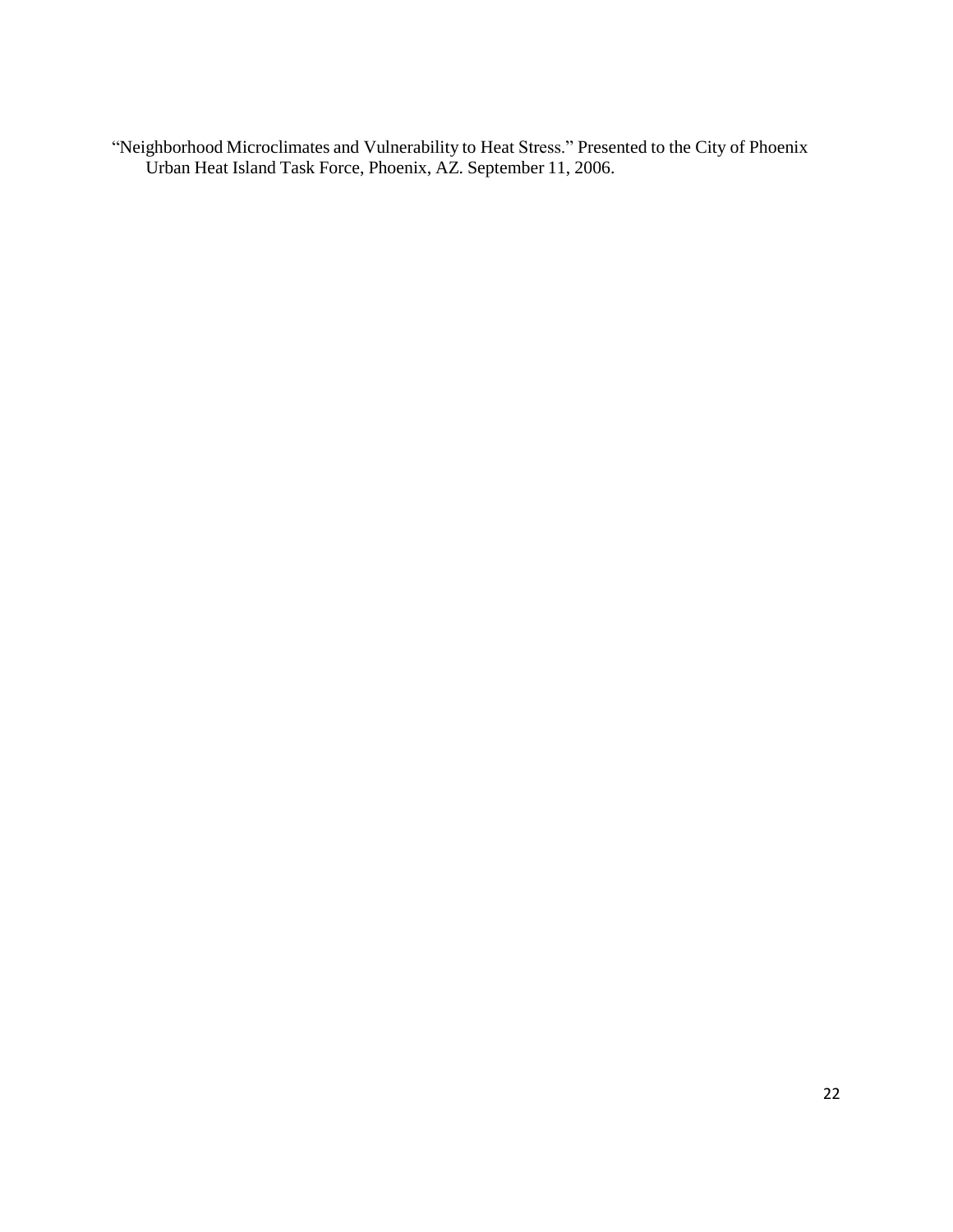"Neighborhood Microclimates and Vulnerability to Heat Stress." Presented to the City of Phoenix Urban Heat Island Task Force, Phoenix, AZ. September 11, 2006.